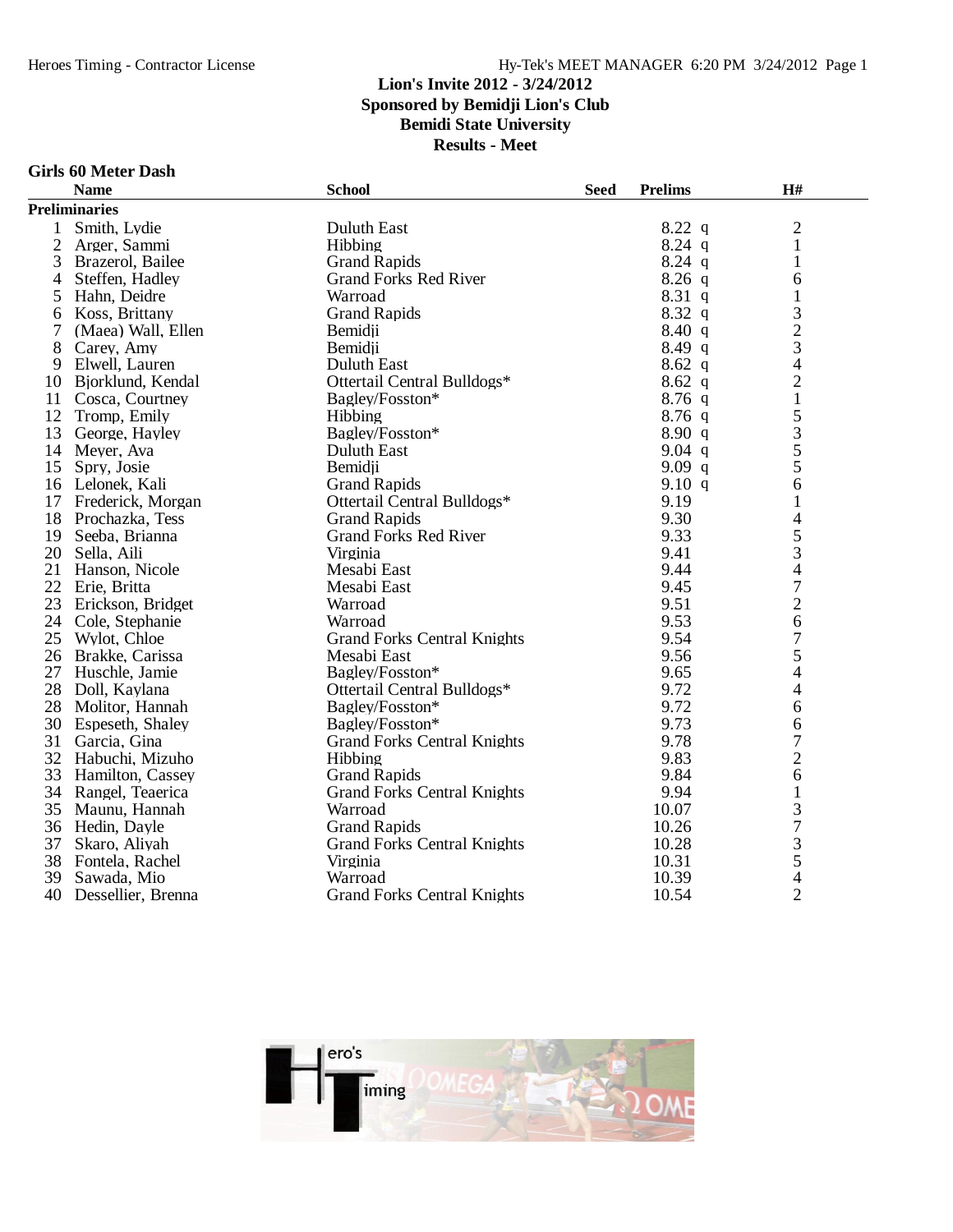# Lion's Invite 2012 - 3/24/2012
## Sponsored by Bemidji Lion's Club
## Bemidi State University
## Results - Meet

### Girls 60 Meter Dash

| | Name | School | Seed | Prelims | H# |
|---|---|---|---|---|---|
| **Preliminaries** | | | | | |
| 1 | Smith, Lydie | Duluth East | | 8.22 q | 2 |
| 2 | Arger, Sammi | Hibbing | | 8.24 q | 1 |
| 3 | Brazerol, Bailee | Grand Rapids | | 8.24 q | 1 |
| 4 | Steffen, Hadley | Grand Forks Red River | | 8.26 q | 6 |
| 5 | Hahn, Deidre | Warroad | | 8.31 q | 1 |
| 6 | Koss, Brittany | Grand Rapids | | 8.32 q | 3 |
| 7 | (Maea) Wall, Ellen | Bemidji | | 8.40 q | 2 |
| 8 | Carey, Amy | Bemidji | | 8.49 q | 3 |
| 9 | Elwell, Lauren | Duluth East | | 8.62 q | 4 |
| 10 | Bjorklund, Kendal | Ottertail Central Bulldogs* | | 8.62 q | 2 |
| 11 | Cosca, Courtney | Bagley/Fosston* | | 8.76 q | 1 |
| 12 | Tromp, Emily | Hibbing | | 8.76 q | 5 |
| 13 | George, Hayley | Bagley/Fosston* | | 8.90 q | 3 |
| 14 | Meyer, Ava | Duluth East | | 9.04 q | 5 |
| 15 | Spry, Josie | Bemidji | | 9.09 q | 5 |
| 16 | Lelonek, Kali | Grand Rapids | | 9.10 q | 6 |
| 17 | Frederick, Morgan | Ottertail Central Bulldogs* | | 9.19 | 1 |
| 18 | Prochazka, Tess | Grand Rapids | | 9.30 | 4 |
| 19 | Seeba, Brianna | Grand Forks Red River | | 9.33 | 5 |
| 20 | Sella, Aili | Virginia | | 9.41 | 3 |
| 21 | Hanson, Nicole | Mesabi East | | 9.44 | 4 |
| 22 | Erie, Britta | Mesabi East | | 9.45 | 7 |
| 23 | Erickson, Bridget | Warroad | | 9.51 | 2 |
| 24 | Cole, Stephanie | Warroad | | 9.53 | 6 |
| 25 | Wylot, Chloe | Grand Forks Central Knights | | 9.54 | 7 |
| 26 | Brakke, Carissa | Mesabi East | | 9.56 | 5 |
| 27 | Huschle, Jamie | Bagley/Fosston* | | 9.65 | 4 |
| 28 | Doll, Kaylana | Ottertail Central Bulldogs* | | 9.72 | 4 |
| 28 | Molitor, Hannah | Bagley/Fosston* | | 9.72 | 6 |
| 30 | Espeseth, Shaley | Bagley/Fosston* | | 9.73 | 6 |
| 31 | Garcia, Gina | Grand Forks Central Knights | | 9.78 | 7 |
| 32 | Habuchi, Mizuho | Hibbing | | 9.83 | 2 |
| 33 | Hamilton, Cassey | Grand Rapids | | 9.84 | 6 |
| 34 | Rangel, Teaerica | Grand Forks Central Knights | | 9.94 | 1 |
| 35 | Maunu, Hannah | Warroad | | 10.07 | 3 |
| 36 | Hedin, Dayle | Grand Rapids | | 10.26 | 7 |
| 37 | Skaro, Aliyah | Grand Forks Central Knights | | 10.28 | 3 |
| 38 | Fontela, Rachel | Virginia | | 10.31 | 5 |
| 39 | Sawada, Mio | Warroad | | 10.39 | 4 |
| 40 | Dessellier, Brenna | Grand Forks Central Knights | | 10.54 | 2 |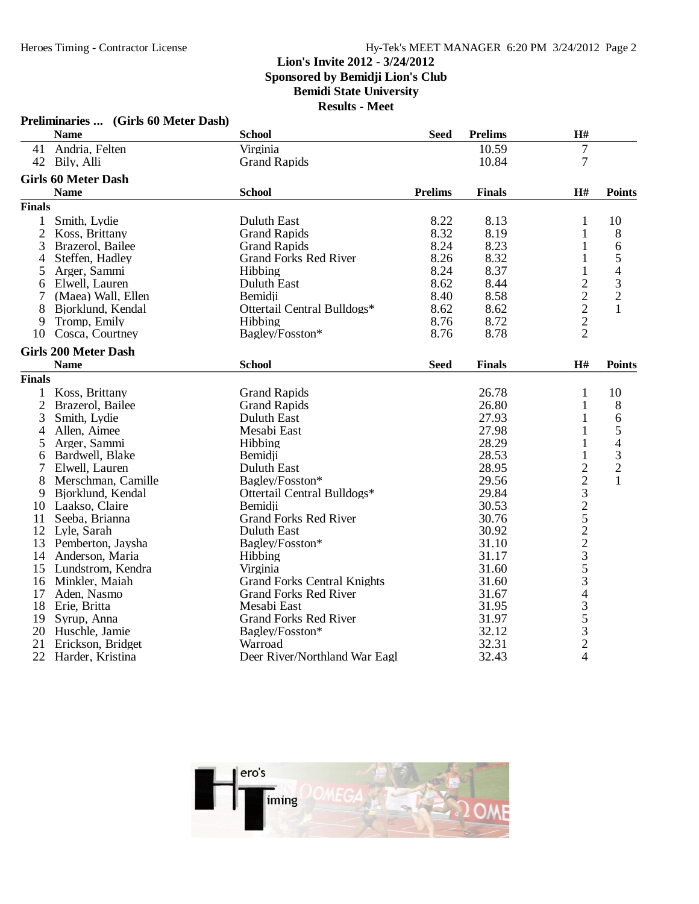Lion's Invite 2012 - 3/24/2012
Sponsored by Bemidji Lion's Club
Bemidi State University
Results - Meet

### Preliminaries ... (Girls 60 Meter Dash)

| | Name | School | Seed | Prelims | H# |
|---|---|---|---|---|---|
| 41 | Andria, Felten | Virginia | | 10.59 | 7 |
| 42 | Bily, Alli | Grand Rapids | | 10.84 | 7 |

### Girls 60 Meter Dash

| | Name | School | Prelims | Finals | H# | Points |
|---|---|---|---|---|---|---|
| **Finals** | | | | | | |
| 1 | Smith, Lydie | Duluth East | 8.22 | 8.13 | 1 | 10 |
| 2 | Koss, Brittany | Grand Rapids | 8.32 | 8.19 | 1 | 8 |
| 3 | Brazerol, Bailee | Grand Rapids | 8.24 | 8.23 | 1 | 6 |
| 4 | Steffen, Hadley | Grand Forks Red River | 8.26 | 8.32 | 1 | 5 |
| 5 | Arger, Sammi | Hibbing | 8.24 | 8.37 | 1 | 4 |
| 6 | Elwell, Lauren | Duluth East | 8.62 | 8.44 | 2 | 3 |
| 7 | (Maea) Wall, Ellen | Bemidji | 8.40 | 8.58 | 2 | 2 |
| 8 | Bjorklund, Kendal | Ottertail Central Bulldogs* | 8.62 | 8.62 | 2 | 1 |
| 9 | Tromp, Emily | Hibbing | 8.76 | 8.72 | 2 | |
| 10 | Cosca, Courtney | Bagley/Fosston* | 8.76 | 8.78 | 2 | |

### Girls 200 Meter Dash

| | Name | School | Seed | Finals | H# | Points |
|---|---|---|---|---|---|---|
| **Finals** | | | | | | |
| 1 | Koss, Brittany | Grand Rapids | | 26.78 | 1 | 10 |
| 2 | Brazerol, Bailee | Grand Rapids | | 26.80 | 1 | 8 |
| 3 | Smith, Lydie | Duluth East | | 27.93 | 1 | 6 |
| 4 | Allen, Aimee | Mesabi East | | 27.98 | 1 | 5 |
| 5 | Arger, Sammi | Hibbing | | 28.29 | 1 | 4 |
| 6 | Bardwell, Blake | Bemidji | | 28.53 | 1 | 3 |
| 7 | Elwell, Lauren | Duluth East | | 28.95 | 2 | 2 |
| 8 | Merschman, Camille | Bagley/Fosston* | | 29.56 | 2 | 1 |
| 9 | Bjorklund, Kendal | Ottertail Central Bulldogs* | | 29.84 | 3 | |
| 10 | Laakso, Claire | Bemidji | | 30.53 | 2 | |
| 11 | Seeba, Brianna | Grand Forks Red River | | 30.76 | 5 | |
| 12 | Lyle, Sarah | Duluth East | | 30.92 | 2 | |
| 13 | Pemberton, Jaysha | Bagley/Fosston* | | 31.10 | 2 | |
| 14 | Anderson, Maria | Hibbing | | 31.17 | 3 | |
| 15 | Lundstrom, Kendra | Virginia | | 31.60 | 5 | |
| 16 | Minkler, Maiah | Grand Forks Central Knights | | 31.60 | 3 | |
| 17 | Aden, Nasmo | Grand Forks Red River | | 31.67 | 4 | |
| 18 | Erie, Britta | Mesabi East | | 31.95 | 3 | |
| 19 | Syrup, Anna | Grand Forks Red River | | 31.97 | 5 | |
| 20 | Huschle, Jamie | Bagley/Fosston* | | 32.12 | 3 | |
| 21 | Erickson, Bridget | Warroad | | 32.31 | 2 | |
| 22 | Harder, Kristina | Deer River/Northland War Eagl | | 32.43 | 4 | |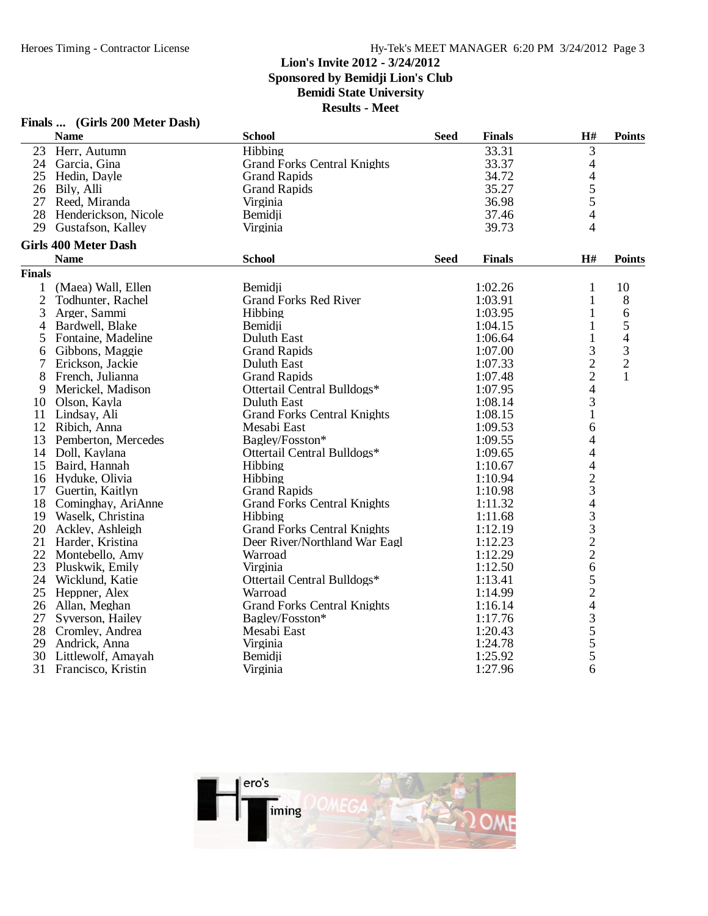## Lion's Invite 2012 - 3/24/2012
## Sponsored by Bemidji Lion's Club
## Bemidi State University
## Results - Meet

### Finals ... (Girls 200 Meter Dash)

| | Name | School | Seed | Finals | H# | Points |
|---|---|---|---|---|---|---|
| 23 | Herr, Autumn | Hibbing | | 33.31 | 3 | |
| 24 | Garcia, Gina | Grand Forks Central Knights | | 33.37 | 4 | |
| 25 | Hedin, Dayle | Grand Rapids | | 34.72 | 4 | |
| 26 | Bily, Alli | Grand Rapids | | 35.27 | 5 | |
| 27 | Reed, Miranda | Virginia | | 36.98 | 5 | |
| 28 | Henderickson, Nicole | Bemidji | | 37.46 | 4 | |
| 29 | Gustafson, Kalley | Virginia | | 39.73 | 4 | |

### Girls 400 Meter Dash

**Finals**

| | Name | School | Seed | Finals | H# | Points |
|---|---|---|---|---|---|---|
| 1 | (Maea) Wall, Ellen | Bemidji | | 1:02.26 | 1 | 10 |
| 2 | Todhunter, Rachel | Grand Forks Red River | | 1:03.91 | 1 | 8 |
| 3 | Arger, Sammi | Hibbing | | 1:03.95 | 1 | 6 |
| 4 | Bardwell, Blake | Bemidji | | 1:04.15 | 1 | 5 |
| 5 | Fontaine, Madeline | Duluth East | | 1:06.64 | 1 | 4 |
| 6 | Gibbons, Maggie | Grand Rapids | | 1:07.00 | 3 | 3 |
| 7 | Erickson, Jackie | Duluth East | | 1:07.33 | 2 | 2 |
| 8 | French, Julianna | Grand Rapids | | 1:07.48 | 2 | 1 |
| 9 | Merickel, Madison | Ottertail Central Bulldogs* | | 1:07.95 | 4 | |
| 10 | Olson, Kayla | Duluth East | | 1:08.14 | 3 | |
| 11 | Lindsay, Ali | Grand Forks Central Knights | | 1:08.15 | 1 | |
| 12 | Ribich, Anna | Mesabi East | | 1:09.53 | 6 | |
| 13 | Pemberton, Mercedes | Bagley/Fosston* | | 1:09.55 | 4 | |
| 14 | Doll, Kaylana | Ottertail Central Bulldogs* | | 1:09.65 | 4 | |
| 15 | Baird, Hannah | Hibbing | | 1:10.67 | 4 | |
| 16 | Hyduke, Olivia | Hibbing | | 1:10.94 | 2 | |
| 17 | Guertin, Kaitlyn | Grand Rapids | | 1:10.98 | 3 | |
| 18 | Cominghay, AriAnne | Grand Forks Central Knights | | 1:11.32 | 4 | |
| 19 | Waselk, Christina | Hibbing | | 1:11.68 | 3 | |
| 20 | Ackley, Ashleigh | Grand Forks Central Knights | | 1:12.19 | 3 | |
| 21 | Harder, Kristina | Deer River/Northland War Eagl | | 1:12.23 | 2 | |
| 22 | Montebello, Amy | Warroad | | 1:12.29 | 2 | |
| 23 | Pluskwik, Emily | Virginia | | 1:12.50 | 6 | |
| 24 | Wicklund, Katie | Ottertail Central Bulldogs* | | 1:13.41 | 5 | |
| 25 | Heppner, Alex | Warroad | | 1:14.99 | 2 | |
| 26 | Allan, Meghan | Grand Forks Central Knights | | 1:16.14 | 4 | |
| 27 | Syverson, Hailey | Bagley/Fosston* | | 1:17.76 | 3 | |
| 28 | Cromley, Andrea | Mesabi East | | 1:20.43 | 5 | |
| 29 | Andrick, Anna | Virginia | | 1:24.78 | 5 | |
| 30 | Littlewolf, Amayah | Bemidji | | 1:25.92 | 5 | |
| 31 | Francisco, Kristin | Virginia | | 1:27.96 | 6 | |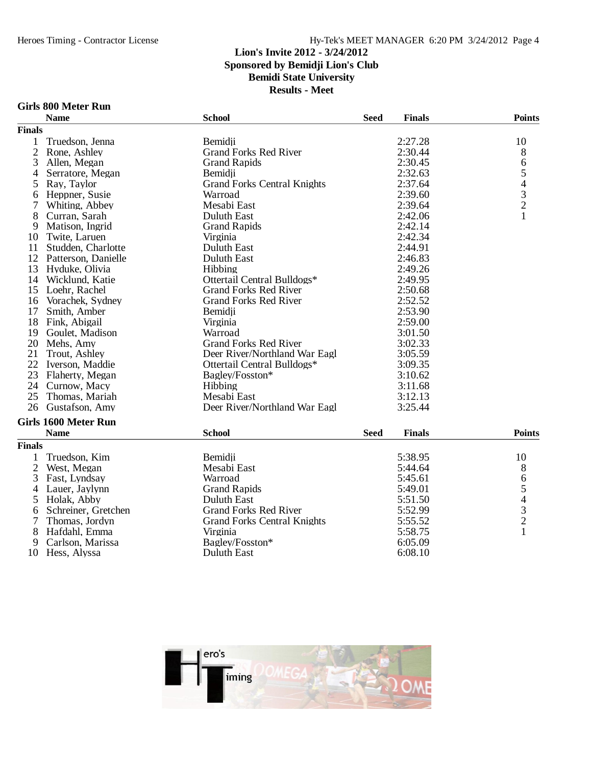Heroes Timing - Contractor License

Hy-Tek's MEET MANAGER 6:20 PM 3/24/2012

# Lion's Invite 2012 - 3/24/2012
## Sponsored by Bemidji Lion's Club
## Bemidi State University
## Results - Meet

### Girls 800 Meter Run

| | Name | School | Seed | Finals | Points |
|---|---|---|---|---|---|
| **Finals** | | | | | |
| 1 | Truedson, Jenna | Bemidji | | 2:27.28 | 10 |
| 2 | Rone, Ashley | Grand Forks Red River | | 2:30.44 | 8 |
| 3 | Allen, Megan | Grand Rapids | | 2:30.45 | 6 |
| 4 | Serratore, Megan | Bemidji | | 2:32.63 | 5 |
| 5 | Ray, Taylor | Grand Forks Central Knights | | 2:37.64 | 4 |
| 6 | Heppner, Susie | Warroad | | 2:39.60 | 3 |
| 7 | Whiting, Abbey | Mesabi East | | 2:39.64 | 2 |
| 8 | Curran, Sarah | Duluth East | | 2:42.06 | 1 |
| 9 | Matison, Ingrid | Grand Rapids | | 2:42.14 | |
| 10 | Twite, Laruen | Virginia | | 2:42.34 | |
| 11 | Studden, Charlotte | Duluth East | | 2:44.91 | |
| 12 | Patterson, Danielle | Duluth East | | 2:46.83 | |
| 13 | Hyduke, Olivia | Hibbing | | 2:49.26 | |
| 14 | Wicklund, Katie | Ottertail Central Bulldogs* | | 2:49.95 | |
| 15 | Loehr, Rachel | Grand Forks Red River | | 2:50.68 | |
| 16 | Vorachek, Sydney | Grand Forks Red River | | 2:52.52 | |
| 17 | Smith, Amber | Bemidji | | 2:53.90 | |
| 18 | Fink, Abigail | Virginia | | 2:59.00 | |
| 19 | Goulet, Madison | Warroad | | 3:01.50 | |
| 20 | Mehs, Amy | Grand Forks Red River | | 3:02.33 | |
| 21 | Trout, Ashley | Deer River/Northland War Eagl | | 3:05.59 | |
| 22 | Iverson, Maddie | Ottertail Central Bulldogs* | | 3:09.35 | |
| 23 | Flaherty, Megan | Bagley/Fosston* | | 3:10.62 | |
| 24 | Curnow, Macy | Hibbing | | 3:11.68 | |
| 25 | Thomas, Mariah | Mesabi East | | 3:12.13 | |
| 26 | Gustafson, Amy | Deer River/Northland War Eagl | | 3:25.44 | |

### Girls 1600 Meter Run

| | Name | School | Seed | Finals | Points |
|---|---|---|---|---|---|
| **Finals** | | | | | |
| 1 | Truedson, Kim | Bemidji | | 5:38.95 | 10 |
| 2 | West, Megan | Mesabi East | | 5:44.64 | 8 |
| 3 | Fast, Lyndsay | Warroad | | 5:45.61 | 6 |
| 4 | Lauer, Jaylynn | Grand Rapids | | 5:49.01 | 5 |
| 5 | Holak, Abby | Duluth East | | 5:51.50 | 4 |
| 6 | Schreiner, Gretchen | Grand Forks Red River | | 5:52.99 | 3 |
| 7 | Thomas, Jordyn | Grand Forks Central Knights | | 5:55.52 | 2 |
| 8 | Hafdahl, Emma | Virginia | | 5:58.75 | 1 |
| 9 | Carlson, Marissa | Bagley/Fosston* | | 6:05.09 | |
| 10 | Hess, Alyssa | Duluth East | | 6:08.10 | |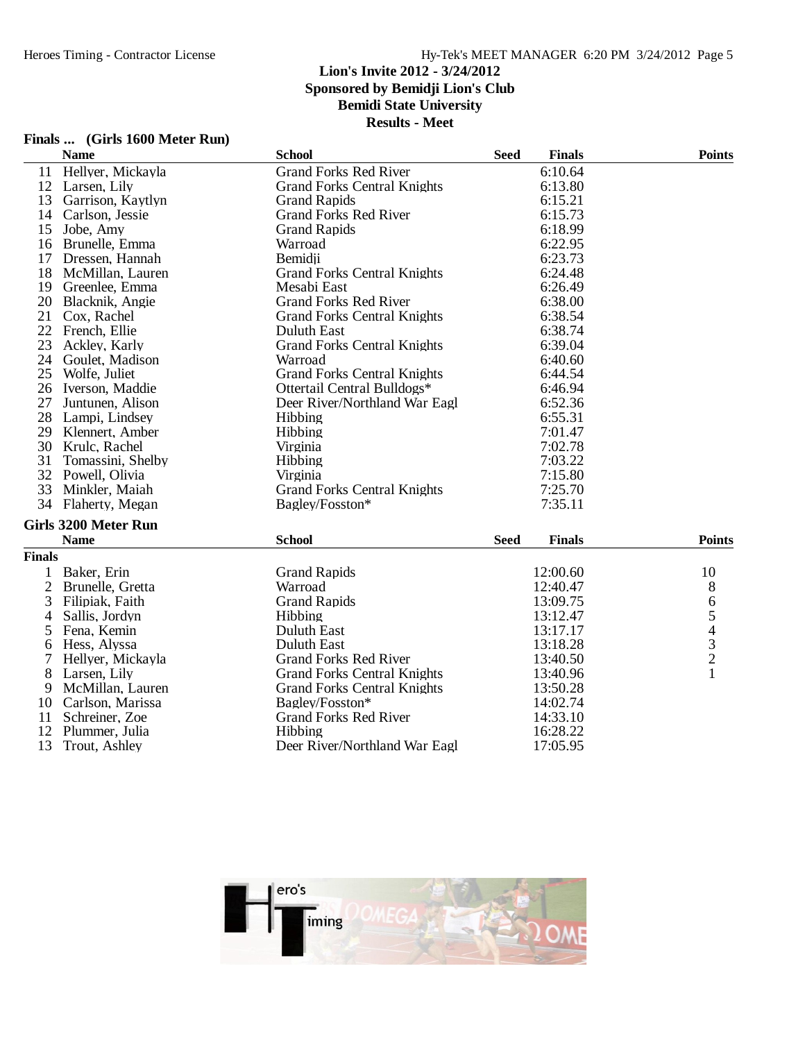Lion's Invite 2012 - 3/24/2012
Sponsored by Bemidji Lion's Club
Bemidi State University
Results - Meet

### Finals ... (Girls 1600 Meter Run)

| | Name | School | Seed | Finals | Points |
|---|---|---|---|---|---|
| 11 | Hellyer, Mickayla | Grand Forks Red River | | 6:10.64 | |
| 12 | Larsen, Lily | Grand Forks Central Knights | | 6:13.80 | |
| 13 | Garrison, Kaytlyn | Grand Rapids | | 6:15.21 | |
| 14 | Carlson, Jessie | Grand Forks Red River | | 6:15.73 | |
| 15 | Jobe, Amy | Grand Rapids | | 6:18.99 | |
| 16 | Brunelle, Emma | Warroad | | 6:22.95 | |
| 17 | Dressen, Hannah | Bemidji | | 6:23.73 | |
| 18 | McMillan, Lauren | Grand Forks Central Knights | | 6:24.48 | |
| 19 | Greenlee, Emma | Mesabi East | | 6:26.49 | |
| 20 | Blacknik, Angie | Grand Forks Red River | | 6:38.00 | |
| 21 | Cox, Rachel | Grand Forks Central Knights | | 6:38.54 | |
| 22 | French, Ellie | Duluth East | | 6:38.74 | |
| 23 | Ackley, Karly | Grand Forks Central Knights | | 6:39.04 | |
| 24 | Goulet, Madison | Warroad | | 6:40.60 | |
| 25 | Wolfe, Juliet | Grand Forks Central Knights | | 6:44.54 | |
| 26 | Iverson, Maddie | Ottertail Central Bulldogs* | | 6:46.94 | |
| 27 | Juntunen, Alison | Deer River/Northland War Eagl | | 6:52.36 | |
| 28 | Lampi, Lindsey | Hibbing | | 6:55.31 | |
| 29 | Klennert, Amber | Hibbing | | 7:01.47 | |
| 30 | Krulc, Rachel | Virginia | | 7:02.78 | |
| 31 | Tomassini, Shelby | Hibbing | | 7:03.22 | |
| 32 | Powell, Olivia | Virginia | | 7:15.80 | |
| 33 | Minkler, Maiah | Grand Forks Central Knights | | 7:25.70 | |
| 34 | Flaherty, Megan | Bagley/Fosston* | | 7:35.11 | |

### Girls 3200 Meter Run

**Finals**

| | Name | School | Seed | Finals | Points |
|---|---|---|---|---|---|
| 1 | Baker, Erin | Grand Rapids | | 12:00.60 | 10 |
| 2 | Brunelle, Gretta | Warroad | | 12:40.47 | 8 |
| 3 | Filipiak, Faith | Grand Rapids | | 13:09.75 | 6 |
| 4 | Sallis, Jordyn | Hibbing | | 13:12.47 | 5 |
| 5 | Fena, Kemin | Duluth East | | 13:17.17 | 4 |
| 6 | Hess, Alyssa | Duluth East | | 13:18.28 | 3 |
| 7 | Hellyer, Mickayla | Grand Forks Red River | | 13:40.50 | 2 |
| 8 | Larsen, Lily | Grand Forks Central Knights | | 13:40.96 | 1 |
| 9 | McMillan, Lauren | Grand Forks Central Knights | | 13:50.28 | |
| 10 | Carlson, Marissa | Bagley/Fosston* | | 14:02.74 | |
| 11 | Schreiner, Zoe | Grand Forks Red River | | 14:33.10 | |
| 12 | Plummer, Julia | Hibbing | | 16:28.22 | |
| 13 | Trout, Ashley | Deer River/Northland War Eagl | | 17:05.95 | |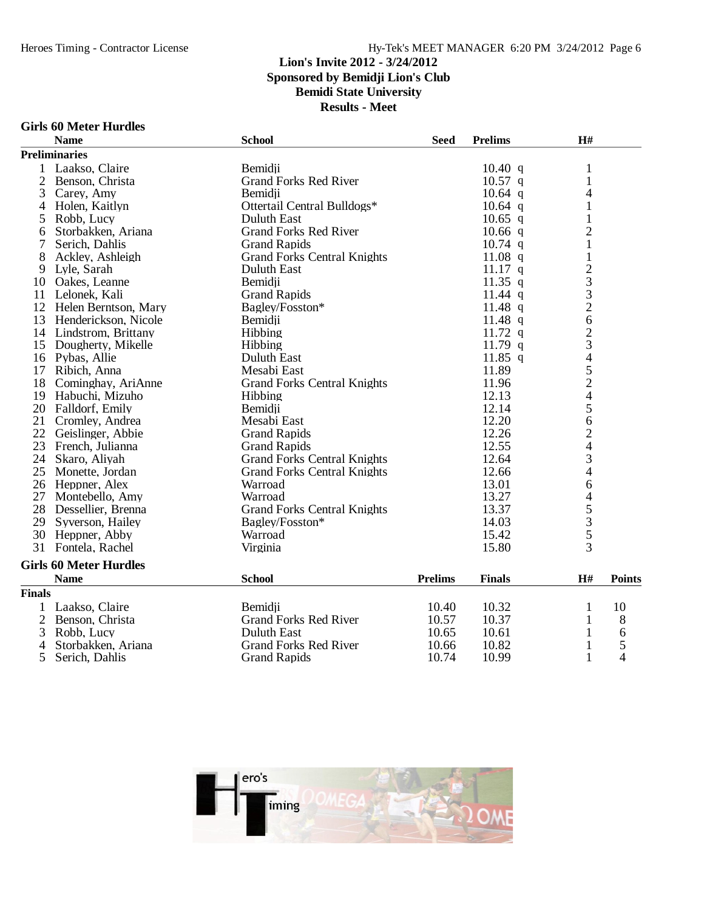Lion's Invite 2012 - 3/24/2012
Sponsored by Bemidji Lion's Club
Bemidi State University
Results - Meet

## Girls 60 Meter Hurdles

| | Name | School | Seed | Prelims | H# |
|---|---|---|---|---|---|
| **Preliminaries** | | | | | |
| 1 | Laakso, Claire | Bemidji | | 10.40 q | 1 |
| 2 | Benson, Christa | Grand Forks Red River | | 10.57 q | 1 |
| 3 | Carey, Amy | Bemidji | | 10.64 q | 4 |
| 4 | Holen, Kaitlyn | Ottertail Central Bulldogs* | | 10.64 q | 1 |
| 5 | Robb, Lucy | Duluth East | | 10.65 q | 1 |
| 6 | Storbakken, Ariana | Grand Forks Red River | | 10.66 q | 2 |
| 7 | Serich, Dahlis | Grand Rapids | | 10.74 q | 1 |
| 8 | Ackley, Ashleigh | Grand Forks Central Knights | | 11.08 q | 1 |
| 9 | Lyle, Sarah | Duluth East | | 11.17 q | 2 |
| 10 | Oakes, Leanne | Bemidji | | 11.35 q | 3 |
| 11 | Lelonek, Kali | Grand Rapids | | 11.44 q | 3 |
| 12 | Helen Berntson, Mary | Bagley/Fosston* | | 11.48 q | 2 |
| 13 | Henderickson, Nicole | Bemidji | | 11.48 q | 6 |
| 14 | Lindstrom, Brittany | Hibbing | | 11.72 q | 2 |
| 15 | Dougherty, Mikelle | Hibbing | | 11.79 q | 3 |
| 16 | Pybas, Allie | Duluth East | | 11.85 q | 4 |
| 17 | Ribich, Anna | Mesabi East | | 11.89 | 5 |
| 18 | Cominghay, AriAnne | Grand Forks Central Knights | | 11.96 | 2 |
| 19 | Habuchi, Mizuho | Hibbing | | 12.13 | 4 |
| 20 | Falldorf, Emily | Bemidji | | 12.14 | 5 |
| 21 | Cromley, Andrea | Mesabi East | | 12.20 | 6 |
| 22 | Geislinger, Abbie | Grand Rapids | | 12.26 | 2 |
| 23 | French, Julianna | Grand Rapids | | 12.55 | 4 |
| 24 | Skaro, Aliyah | Grand Forks Central Knights | | 12.64 | 3 |
| 25 | Monette, Jordan | Grand Forks Central Knights | | 12.66 | 4 |
| 26 | Heppner, Alex | Warroad | | 13.01 | 6 |
| 27 | Montebello, Amy | Warroad | | 13.27 | 4 |
| 28 | Dessellier, Brenna | Grand Forks Central Knights | | 13.37 | 5 |
| 29 | Syverson, Hailey | Bagley/Fosston* | | 14.03 | 3 |
| 30 | Heppner, Abby | Warroad | | 15.42 | 5 |
| 31 | Fontela, Rachel | Virginia | | 15.80 | 3 |

## Girls 60 Meter Hurdles

| | Name | School | Prelims | Finals | H# | Points |
|---|---|---|---|---|---|---|
| **Finals** | | | | | | |
| 1 | Laakso, Claire | Bemidji | 10.40 | 10.32 | 1 | 10 |
| 2 | Benson, Christa | Grand Forks Red River | 10.57 | 10.37 | 1 | 8 |
| 3 | Robb, Lucy | Duluth East | 10.65 | 10.61 | 1 | 6 |
| 4 | Storbakken, Ariana | Grand Forks Red River | 10.66 | 10.82 | 1 | 5 |
| 5 | Serich, Dahlis | Grand Rapids | 10.74 | 10.99 | 1 | 4 |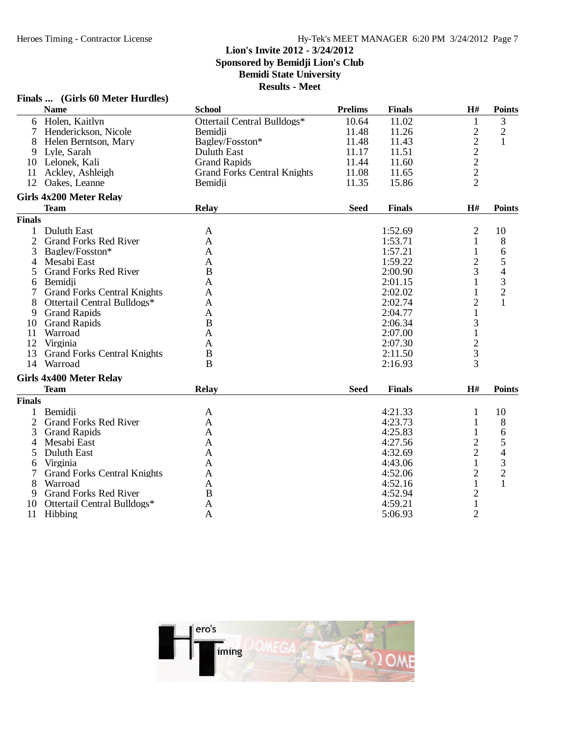Lion's Invite 2012 - 3/24/2012
Sponsored by Bemidji Lion's Club
Bemidi State University
Results - Meet

### Finals ... (Girls 60 Meter Hurdles)

| | Name | School | Prelims | Finals | H# | Points |
|---|---|---|---|---|---|---|
| 6 | Holen, Kaitlyn | Ottertail Central Bulldogs* | 10.64 | 11.02 | 1 | 3 |
| 7 | Henderickson, Nicole | Bemidji | 11.48 | 11.26 | 2 | 2 |
| 8 | Helen Berntson, Mary | Bagley/Fosston* | 11.48 | 11.43 | 2 | 1 |
| 9 | Lyle, Sarah | Duluth East | 11.17 | 11.51 | 2 | |
| 10 | Lelonek, Kali | Grand Rapids | 11.44 | 11.60 | 2 | |
| 11 | Ackley, Ashleigh | Grand Forks Central Knights | 11.08 | 11.65 | 2 | |
| 12 | Oakes, Leanne | Bemidji | 11.35 | 15.86 | 2 | |

### Girls 4x200 Meter Relay

| | Team | Relay | Seed | Finals | H# | Points |
|---|---|---|---|---|---|---|
| **Finals** | | | | | | |
| 1 | Duluth East | A | | 1:52.69 | 2 | 10 |
| 2 | Grand Forks Red River | A | | 1:53.71 | 1 | 8 |
| 3 | Bagley/Fosston* | A | | 1:57.21 | 1 | 6 |
| 4 | Mesabi East | A | | 1:59.22 | 2 | 5 |
| 5 | Grand Forks Red River | B | | 2:00.90 | 3 | 4 |
| 6 | Bemidji | A | | 2:01.15 | 1 | 3 |
| 7 | Grand Forks Central Knights | A | | 2:02.02 | 1 | 2 |
| 8 | Ottertail Central Bulldogs* | A | | 2:02.74 | 2 | 1 |
| 9 | Grand Rapids | A | | 2:04.77 | 1 | |
| 10 | Grand Rapids | B | | 2:06.34 | 3 | |
| 11 | Warroad | A | | 2:07.00 | 1 | |
| 12 | Virginia | A | | 2:07.30 | 2 | |
| 13 | Grand Forks Central Knights | B | | 2:11.50 | 3 | |
| 14 | Warroad | B | | 2:16.93 | 3 | |

### Girls 4x400 Meter Relay

| | Team | Relay | Seed | Finals | H# | Points |
|---|---|---|---|---|---|---|
| **Finals** | | | | | | |
| 1 | Bemidji | A | | 4:21.33 | 1 | 10 |
| 2 | Grand Forks Red River | A | | 4:23.73 | 1 | 8 |
| 3 | Grand Rapids | A | | 4:25.83 | 1 | 6 |
| 4 | Mesabi East | A | | 4:27.56 | 2 | 5 |
| 5 | Duluth East | A | | 4:32.69 | 2 | 4 |
| 6 | Virginia | A | | 4:43.06 | 1 | 3 |
| 7 | Grand Forks Central Knights | A | | 4:52.06 | 2 | 2 |
| 8 | Warroad | A | | 4:52.16 | 1 | 1 |
| 9 | Grand Forks Red River | B | | 4:52.94 | 2 | |
| 10 | Ottertail Central Bulldogs* | A | | 4:59.21 | 1 | |
| 11 | Hibbing | A | | 5:06.93 | 2 | |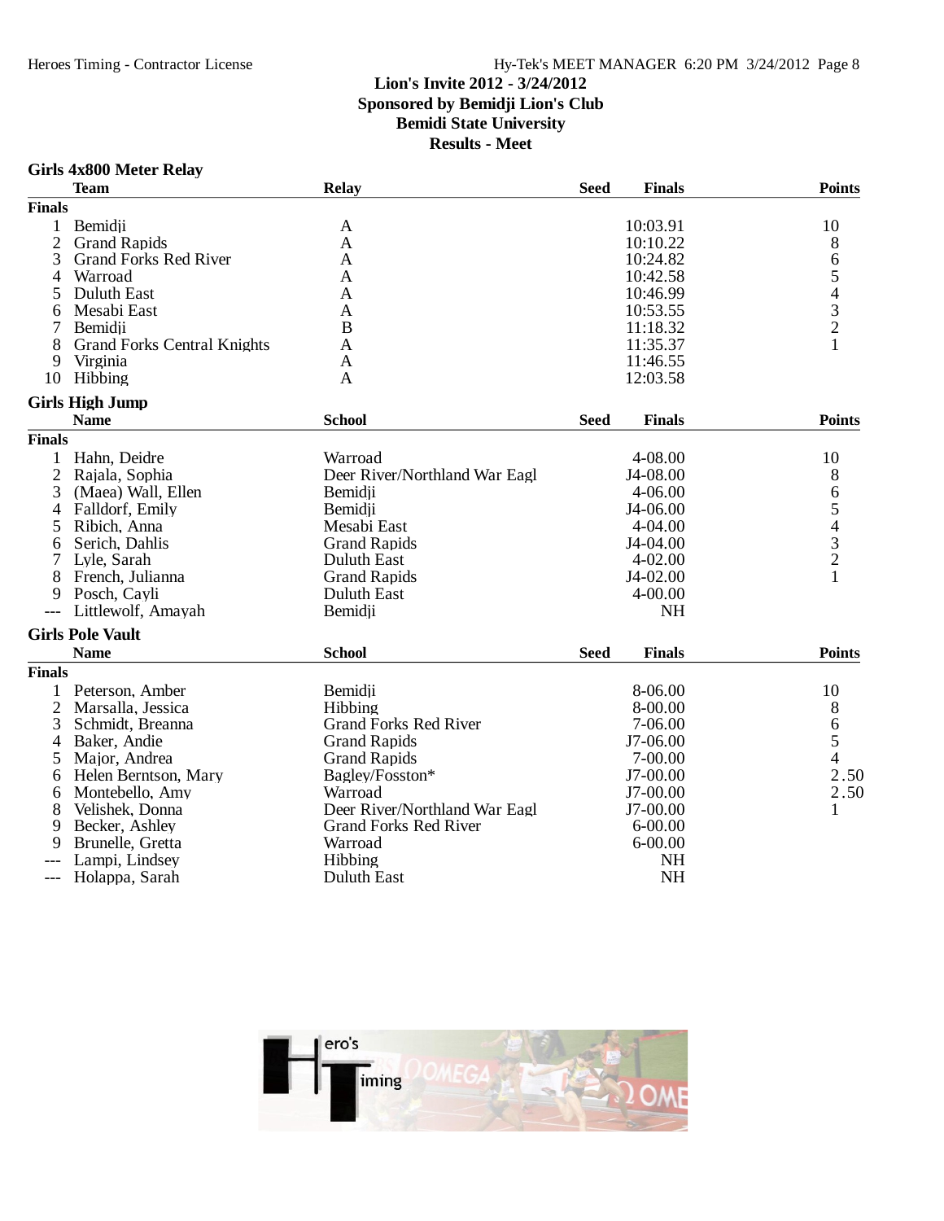# Lion's Invite 2012 - 3/24/2012
## Sponsored by Bemidji Lion's Club
## Bemidi State University
## Results - Meet

### Girls 4x800 Meter Relay

| | Team | Relay | Seed | Finals | Points |
|---|---|---|---|---|---|
| **Finals** | | | | | |
| 1 | Bemidji | A | | 10:03.91 | 10 |
| 2 | Grand Rapids | A | | 10:10.22 | 8 |
| 3 | Grand Forks Red River | A | | 10:24.82 | 6 |
| 4 | Warroad | A | | 10:42.58 | 5 |
| 5 | Duluth East | A | | 10:46.99 | 4 |
| 6 | Mesabi East | A | | 10:53.55 | 3 |
| 7 | Bemidji | B | | 11:18.32 | 2 |
| 8 | Grand Forks Central Knights | A | | 11:35.37 | 1 |
| 9 | Virginia | A | | 11:46.55 | |
| 10 | Hibbing | A | | 12:03.58 | |

### Girls High Jump

| | Name | School | Seed | Finals | Points |
|---|---|---|---|---|---|
| **Finals** | | | | | |
| 1 | Hahn, Deidre | Warroad | | 4-08.00 | 10 |
| 2 | Rajala, Sophia | Deer River/Northland War Eagl | | J4-08.00 | 8 |
| 3 | (Maea) Wall, Ellen | Bemidji | | 4-06.00 | 6 |
| 4 | Falldorf, Emily | Bemidji | | J4-06.00 | 5 |
| 5 | Ribich, Anna | Mesabi East | | 4-04.00 | 4 |
| 6 | Serich, Dahlis | Grand Rapids | | J4-04.00 | 3 |
| 7 | Lyle, Sarah | Duluth East | | 4-02.00 | 2 |
| 8 | French, Julianna | Grand Rapids | | J4-02.00 | 1 |
| 9 | Posch, Cayli | Duluth East | | 4-00.00 | |
| --- | Littlewolf, Amayah | Bemidji | | NH | |

### Girls Pole Vault

| | Name | School | Seed | Finals | Points |
|---|---|---|---|---|---|
| **Finals** | | | | | |
| 1 | Peterson, Amber | Bemidji | | 8-06.00 | 10 |
| 2 | Marsalla, Jessica | Hibbing | | 8-00.00 | 8 |
| 3 | Schmidt, Breanna | Grand Forks Red River | | 7-06.00 | 6 |
| 4 | Baker, Andie | Grand Rapids | | J7-06.00 | 5 |
| 5 | Major, Andrea | Grand Rapids | | 7-00.00 | 4 |
| 6 | Helen Berntson, Mary | Bagley/Fosston* | | J7-00.00 | 2.50 |
| 6 | Montebello, Amy | Warroad | | J7-00.00 | 2.50 |
| 8 | Velishek, Donna | Deer River/Northland War Eagl | | J7-00.00 | 1 |
| 9 | Becker, Ashley | Grand Forks Red River | | 6-00.00 | |
| 9 | Brunelle, Gretta | Warroad | | 6-00.00 | |
| --- | Lampi, Lindsey | Hibbing | | NH | |
| --- | Holappa, Sarah | Duluth East | | NH | |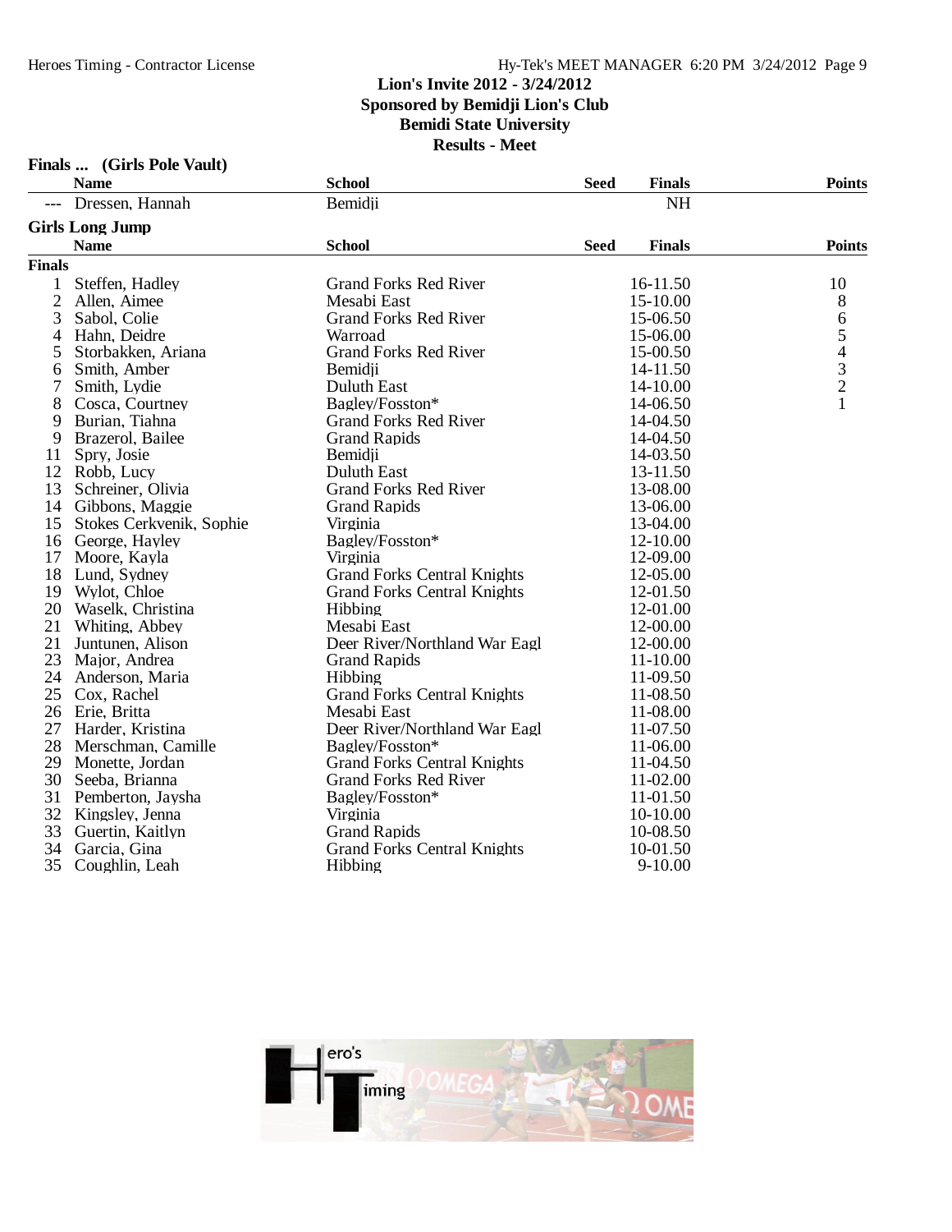# Lion's Invite 2012 - 3/24/2012
## Sponsored by Bemidji Lion's Club
## Bemidi State University
## Results - Meet

### Finals ... (Girls Pole Vault)

| | Name | School | Seed | Finals | Points |
|---|---|---|---|---|---|
| --- | Dressen, Hannah | Bemidji | | NH | |

### Girls Long Jump

| | Name | School | Seed | Finals | Points |
|---|---|---|---|---|---|
| **Finals** | | | | | |
| 1 | Steffen, Hadley | Grand Forks Red River | | 16-11.50 | 10 |
| 2 | Allen, Aimee | Mesabi East | | 15-10.00 | 8 |
| 3 | Sabol, Colie | Grand Forks Red River | | 15-06.50 | 6 |
| 4 | Hahn, Deidre | Warroad | | 15-06.00 | 5 |
| 5 | Storbakken, Ariana | Grand Forks Red River | | 15-00.50 | 4 |
| 6 | Smith, Amber | Bemidji | | 14-11.50 | 3 |
| 7 | Smith, Lydie | Duluth East | | 14-10.00 | 2 |
| 8 | Cosca, Courtney | Bagley/Fosston* | | 14-06.50 | 1 |
| 9 | Burian, Tiahna | Grand Forks Red River | | 14-04.50 | |
| 9 | Brazerol, Bailee | Grand Rapids | | 14-04.50 | |
| 11 | Spry, Josie | Bemidji | | 14-03.50 | |
| 12 | Robb, Lucy | Duluth East | | 13-11.50 | |
| 13 | Schreiner, Olivia | Grand Forks Red River | | 13-08.00 | |
| 14 | Gibbons, Maggie | Grand Rapids | | 13-06.00 | |
| 15 | Stokes Cerkvenik, Sophie | Virginia | | 13-04.00 | |
| 16 | George, Hayley | Bagley/Fosston* | | 12-10.00 | |
| 17 | Moore, Kayla | Virginia | | 12-09.00 | |
| 18 | Lund, Sydney | Grand Forks Central Knights | | 12-05.00 | |
| 19 | Wylot, Chloe | Grand Forks Central Knights | | 12-01.50 | |
| 20 | Waselk, Christina | Hibbing | | 12-01.00 | |
| 21 | Whiting, Abbey | Mesabi East | | 12-00.00 | |
| 21 | Juntunen, Alison | Deer River/Northland War Eagl | | 12-00.00 | |
| 23 | Major, Andrea | Grand Rapids | | 11-10.00 | |
| 24 | Anderson, Maria | Hibbing | | 11-09.50 | |
| 25 | Cox, Rachel | Grand Forks Central Knights | | 11-08.50 | |
| 26 | Erie, Britta | Mesabi East | | 11-08.00 | |
| 27 | Harder, Kristina | Deer River/Northland War Eagl | | 11-07.50 | |
| 28 | Merschman, Camille | Bagley/Fosston* | | 11-06.00 | |
| 29 | Monette, Jordan | Grand Forks Central Knights | | 11-04.50 | |
| 30 | Seeba, Brianna | Grand Forks Red River | | 11-02.00 | |
| 31 | Pemberton, Jaysha | Bagley/Fosston* | | 11-01.50 | |
| 32 | Kingsley, Jenna | Virginia | | 10-10.00 | |
| 33 | Guertin, Kaitlyn | Grand Rapids | | 10-08.50 | |
| 34 | Garcia, Gina | Grand Forks Central Knights | | 10-01.50 | |
| 35 | Coughlin, Leah | Hibbing | | 9-10.00 | |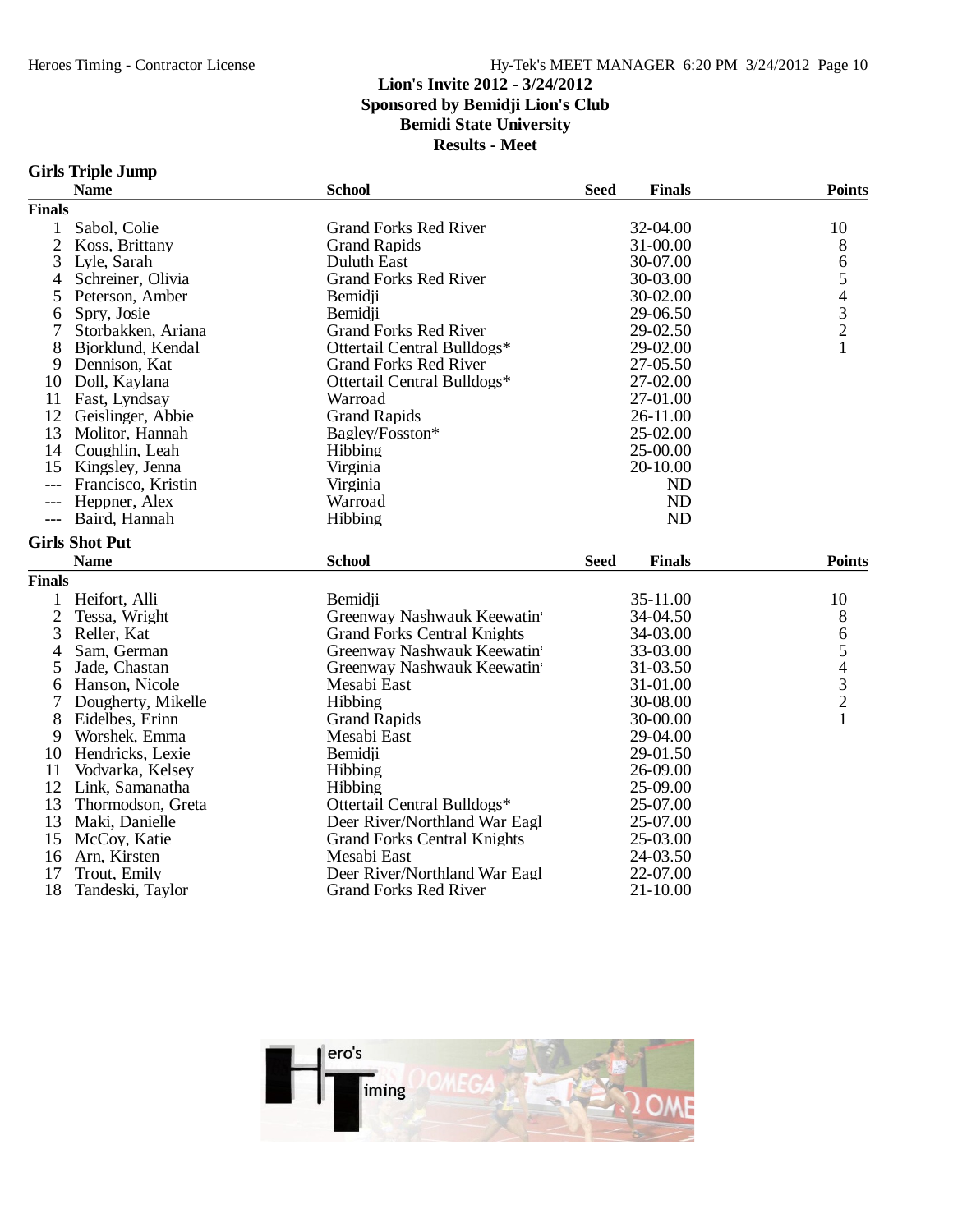Lion's Invite 2012 - 3/24/2012
Sponsored by Bemidji Lion's Club
Bemidi State University
Results - Meet

## Girls Triple Jump

| | Name | School | Seed | Finals | Points |
|---|---|---|---|---|---|
| **Finals** | | | | | |
| 1 | Sabol, Colie | Grand Forks Red River | | 32-04.00 | 10 |
| 2 | Koss, Brittany | Grand Rapids | | 31-00.00 | 8 |
| 3 | Lyle, Sarah | Duluth East | | 30-07.00 | 6 |
| 4 | Schreiner, Olivia | Grand Forks Red River | | 30-03.00 | 5 |
| 5 | Peterson, Amber | Bemidji | | 30-02.00 | 4 |
| 6 | Spry, Josie | Bemidji | | 29-06.50 | 3 |
| 7 | Storbakken, Ariana | Grand Forks Red River | | 29-02.50 | 2 |
| 8 | Bjorklund, Kendal | Ottertail Central Bulldogs* | | 29-02.00 | 1 |
| 9 | Dennison, Kat | Grand Forks Red River | | 27-05.50 | |
| 10 | Doll, Kaylana | Ottertail Central Bulldogs* | | 27-02.00 | |
| 11 | Fast, Lyndsay | Warroad | | 27-01.00 | |
| 12 | Geislinger, Abbie | Grand Rapids | | 26-11.00 | |
| 13 | Molitor, Hannah | Bagley/Fosston* | | 25-02.00 | |
| 14 | Coughlin, Leah | Hibbing | | 25-00.00 | |
| 15 | Kingsley, Jenna | Virginia | | 20-10.00 | |
| --- | Francisco, Kristin | Virginia | | ND | |
| --- | Heppner, Alex | Warroad | | ND | |
| --- | Baird, Hannah | Hibbing | | ND | |

## Girls Shot Put

| | Name | School | Seed | Finals | Points |
|---|---|---|---|---|---|
| **Finals** | | | | | |
| 1 | Heifort, Alli | Bemidji | | 35-11.00 | 10 |
| 2 | Tessa, Wright | Greenway Nashwauk Keewatin | | 34-04.50 | 8 |
| 3 | Reller, Kat | Grand Forks Central Knights | | 34-03.00 | 6 |
| 4 | Sam, German | Greenway Nashwauk Keewatin | | 33-03.00 | 5 |
| 5 | Jade, Chastan | Greenway Nashwauk Keewatin | | 31-03.50 | 4 |
| 6 | Hanson, Nicole | Mesabi East | | 31-01.00 | 3 |
| 7 | Dougherty, Mikelle | Hibbing | | 30-08.00 | 2 |
| 8 | Eidelbes, Erinn | Grand Rapids | | 30-00.00 | 1 |
| 9 | Worshek, Emma | Mesabi East | | 29-04.00 | |
| 10 | Hendricks, Lexie | Bemidji | | 29-01.50 | |
| 11 | Vodvarka, Kelsey | Hibbing | | 26-09.00 | |
| 12 | Link, Samanatha | Hibbing | | 25-09.00 | |
| 13 | Thormodson, Greta | Ottertail Central Bulldogs* | | 25-07.00 | |
| 13 | Maki, Danielle | Deer River/Northland War Eagl | | 25-07.00 | |
| 15 | McCoy, Katie | Grand Forks Central Knights | | 25-03.00 | |
| 16 | Arn, Kirsten | Mesabi East | | 24-03.50 | |
| 17 | Trout, Emily | Deer River/Northland War Eagl | | 22-07.00 | |
| 18 | Tandeski, Taylor | Grand Forks Red River | | 21-10.00 | |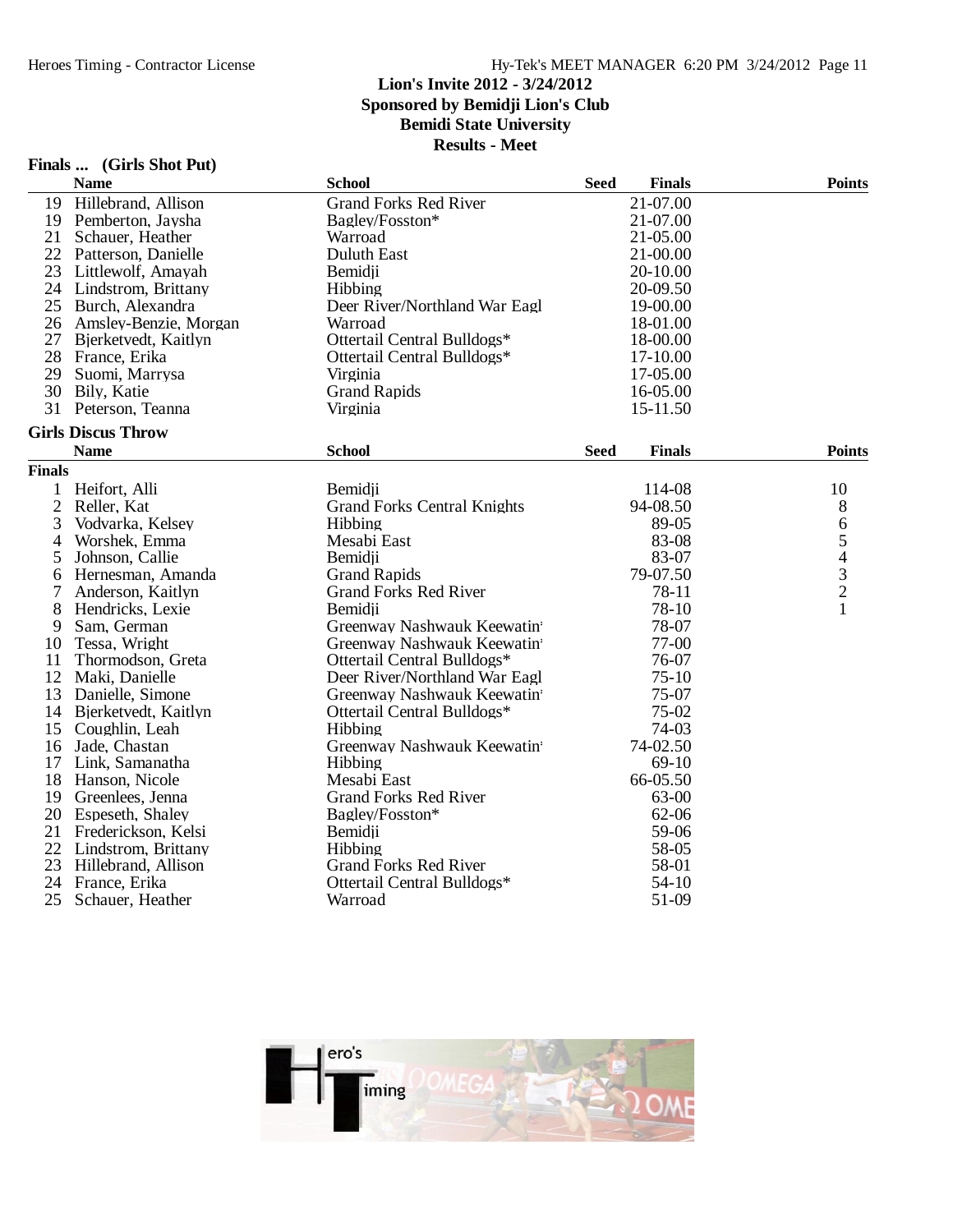Lion's Invite 2012 - 3/24/2012
Sponsored by Bemidji Lion's Club
Bemidi State University
Results - Meet

## Finals ... (Girls Shot Put)

| | Name | School | Seed | Finals | Points |
|---|---|---|---|---|---|
| 19 | Hillebrand, Allison | Grand Forks Red River | | 21-07.00 | |
| 19 | Pemberton, Jaysha | Bagley/Fosston* | | 21-07.00 | |
| 21 | Schauer, Heather | Warroad | | 21-05.00 | |
| 22 | Patterson, Danielle | Duluth East | | 21-00.00 | |
| 23 | Littlewolf, Amayah | Bemidji | | 20-10.00 | |
| 24 | Lindstrom, Brittany | Hibbing | | 20-09.50 | |
| 25 | Burch, Alexandra | Deer River/Northland War Eagl | | 19-00.00 | |
| 26 | Amsley-Benzie, Morgan | Warroad | | 18-01.00 | |
| 27 | Bjerketvedt, Kaitlyn | Ottertail Central Bulldogs* | | 18-00.00 | |
| 28 | France, Erika | Ottertail Central Bulldogs* | | 17-10.00 | |
| 29 | Suomi, Marrysa | Virginia | | 17-05.00 | |
| 30 | Bily, Katie | Grand Rapids | | 16-05.00 | |
| 31 | Peterson, Teanna | Virginia | | 15-11.50 | |

## Girls Discus Throw

| | Name | School | Seed | Finals | Points |
|---|---|---|---|---|---|
| **Finals** | | | | | |
| 1 | Heifort, Alli | Bemidji | | 114-08 | 10 |
| 2 | Reller, Kat | Grand Forks Central Knights | | 94-08.50 | 8 |
| 3 | Vodvarka, Kelsey | Hibbing | | 89-05 | 6 |
| 4 | Worshek, Emma | Mesabi East | | 83-08 | 5 |
| 5 | Johnson, Callie | Bemidji | | 83-07 | 4 |
| 6 | Hernesman, Amanda | Grand Rapids | | 79-07.50 | 3 |
| 7 | Anderson, Kaitlyn | Grand Forks Red River | | 78-11 | 2 |
| 8 | Hendricks, Lexie | Bemidji | | 78-10 | 1 |
| 9 | Sam, German | Greenway Nashwauk Keewatin | | 78-07 | |
| 10 | Tessa, Wright | Greenway Nashwauk Keewatin | | 77-00 | |
| 11 | Thormodson, Greta | Ottertail Central Bulldogs* | | 76-07 | |
| 12 | Maki, Danielle | Deer River/Northland War Eagl | | 75-10 | |
| 13 | Danielle, Simone | Greenway Nashwauk Keewatin | | 75-07 | |
| 14 | Bjerketvedt, Kaitlyn | Ottertail Central Bulldogs* | | 75-02 | |
| 15 | Coughlin, Leah | Hibbing | | 74-03 | |
| 16 | Jade, Chastan | Greenway Nashwauk Keewatin | | 74-02.50 | |
| 17 | Link, Samanatha | Hibbing | | 69-10 | |
| 18 | Hanson, Nicole | Mesabi East | | 66-05.50 | |
| 19 | Greenlees, Jenna | Grand Forks Red River | | 63-00 | |
| 20 | Espeseth, Shaley | Bagley/Fosston* | | 62-06 | |
| 21 | Frederickson, Kelsi | Bemidji | | 59-06 | |
| 22 | Lindstrom, Brittany | Hibbing | | 58-05 | |
| 23 | Hillebrand, Allison | Grand Forks Red River | | 58-01 | |
| 24 | France, Erika | Ottertail Central Bulldogs* | | 54-10 | |
| 25 | Schauer, Heather | Warroad | | 51-09 | |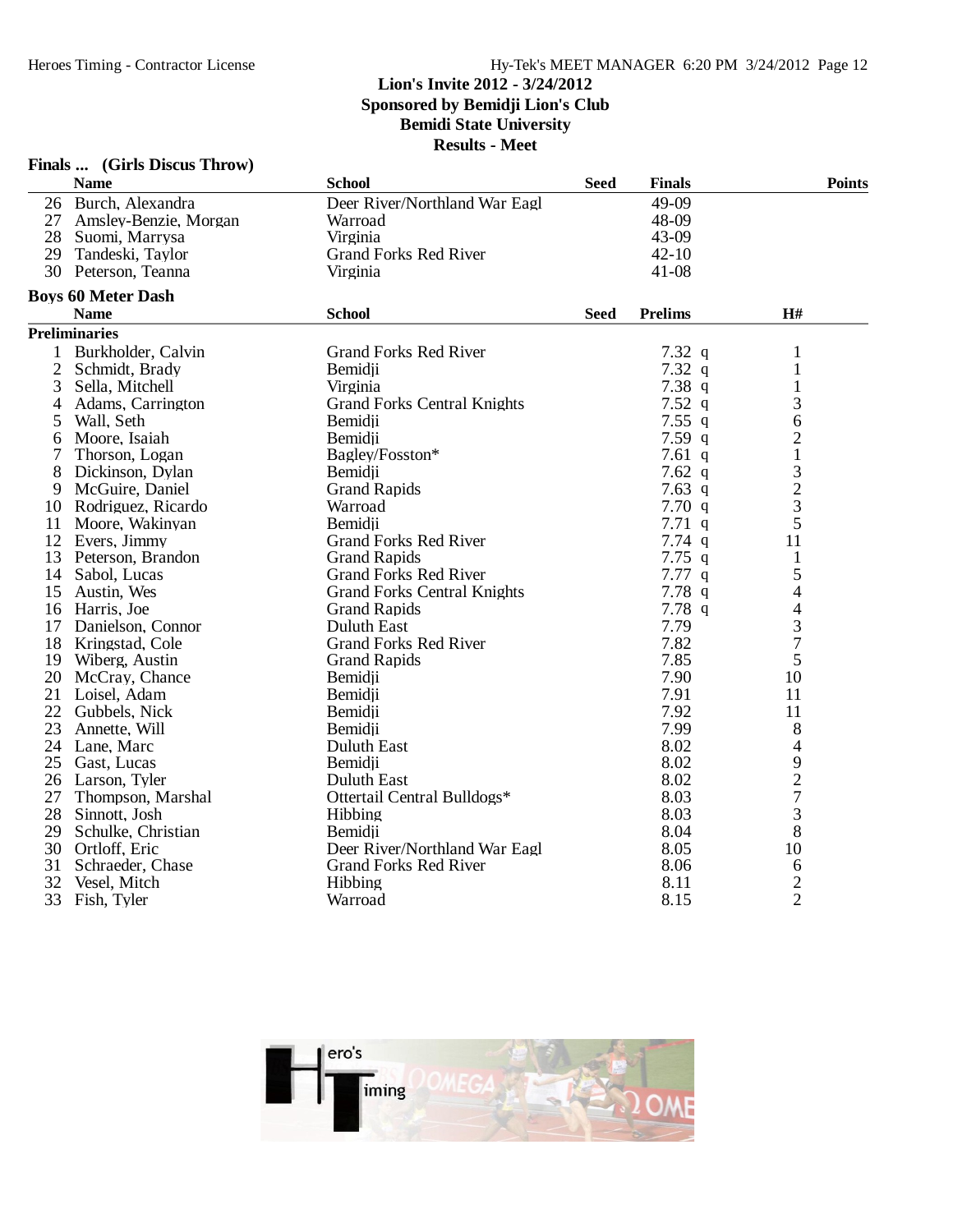# Lion's Invite 2012 - 3/24/2012
## Sponsored by Bemidji Lion's Club
## Bemidi State University
## Results - Meet

### Finals ... (Girls Discus Throw)

| | Name | School | Seed | Finals | Points |
|---|---|---|---|---|---|
| 26 | Burch, Alexandra | Deer River/Northland War Eagl | | 49-09 | |
| 27 | Amsley-Benzie, Morgan | Warroad | | 48-09 | |
| 28 | Suomi, Marrysa | Virginia | | 43-09 | |
| 29 | Tandeski, Taylor | Grand Forks Red River | | 42-10 | |
| 30 | Peterson, Teanna | Virginia | | 41-08 | |

### Boys 60 Meter Dash

**Preliminaries**

| | Name | School | Seed | Prelims | | H# |
|---|---|---|---|---|---|---|
| 1 | Burkholder, Calvin | Grand Forks Red River | | 7.32 | q | 1 |
| 2 | Schmidt, Brady | Bemidji | | 7.32 | q | 1 |
| 3 | Sella, Mitchell | Virginia | | 7.38 | q | 1 |
| 4 | Adams, Carrington | Grand Forks Central Knights | | 7.52 | q | 3 |
| 5 | Wall, Seth | Bemidji | | 7.55 | q | 6 |
| 6 | Moore, Isaiah | Bemidji | | 7.59 | q | 2 |
| 7 | Thorson, Logan | Bagley/Fosston* | | 7.61 | q | 1 |
| 8 | Dickinson, Dylan | Bemidji | | 7.62 | q | 3 |
| 9 | McGuire, Daniel | Grand Rapids | | 7.63 | q | 2 |
| 10 | Rodriguez, Ricardo | Warroad | | 7.70 | q | 3 |
| 11 | Moore, Wakinyan | Bemidji | | 7.71 | q | 5 |
| 12 | Evers, Jimmy | Grand Forks Red River | | 7.74 | q | 11 |
| 13 | Peterson, Brandon | Grand Rapids | | 7.75 | q | 1 |
| 14 | Sabol, Lucas | Grand Forks Red River | | 7.77 | q | 5 |
| 15 | Austin, Wes | Grand Forks Central Knights | | 7.78 | q | 4 |
| 16 | Harris, Joe | Grand Rapids | | 7.78 | q | 4 |
| 17 | Danielson, Connor | Duluth East | | 7.79 | | 3 |
| 18 | Kringstad, Cole | Grand Forks Red River | | 7.82 | | 7 |
| 19 | Wiberg, Austin | Grand Rapids | | 7.85 | | 5 |
| 20 | McCray, Chance | Bemidji | | 7.90 | | 10 |
| 21 | Loisel, Adam | Bemidji | | 7.91 | | 11 |
| 22 | Gubbels, Nick | Bemidji | | 7.92 | | 11 |
| 23 | Annette, Will | Bemidji | | 7.99 | | 8 |
| 24 | Lane, Marc | Duluth East | | 8.02 | | 4 |
| 25 | Gast, Lucas | Bemidji | | 8.02 | | 9 |
| 26 | Larson, Tyler | Duluth East | | 8.02 | | 2 |
| 27 | Thompson, Marshal | Ottertail Central Bulldogs* | | 8.03 | | 7 |
| 28 | Sinnott, Josh | Hibbing | | 8.03 | | 3 |
| 29 | Schulke, Christian | Bemidji | | 8.04 | | 8 |
| 30 | Ortloff, Eric | Deer River/Northland War Eagl | | 8.05 | | 10 |
| 31 | Schraeder, Chase | Grand Forks Red River | | 8.06 | | 6 |
| 32 | Vesel, Mitch | Hibbing | | 8.11 | | 2 |
| 33 | Fish, Tyler | Warroad | | 8.15 | | 2 |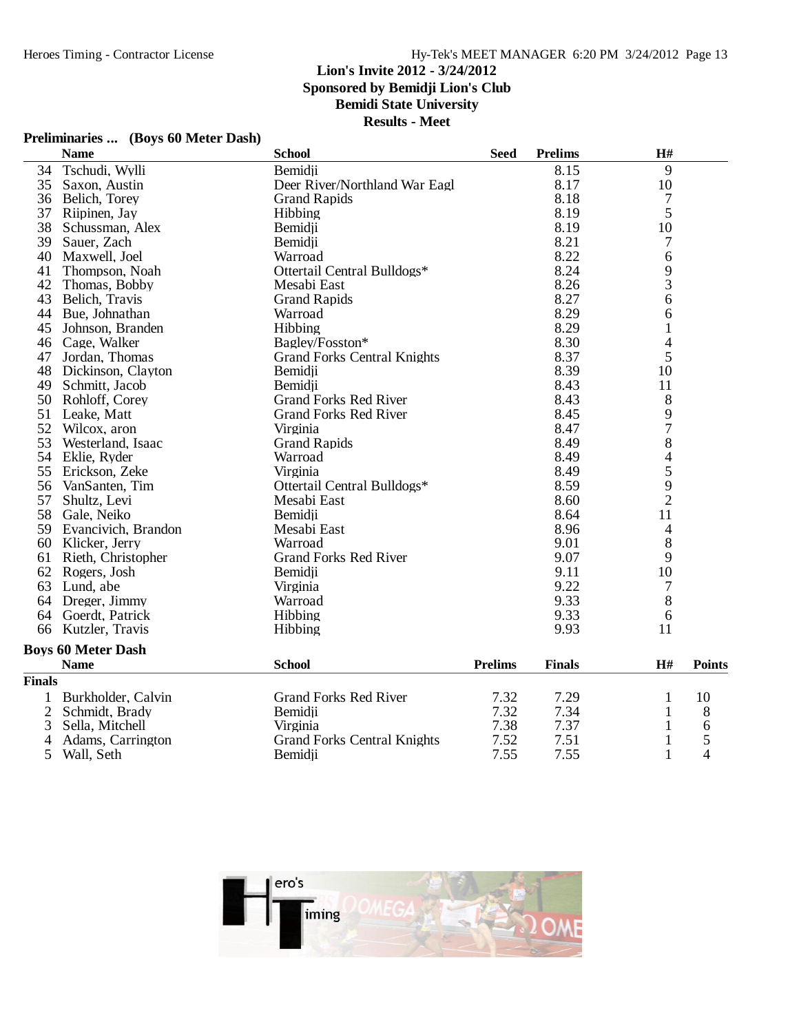Lion's Invite 2012 - 3/24/2012
Sponsored by Bemidji Lion's Club
Bemidi State University
Results - Meet

### Preliminaries ... (Boys 60 Meter Dash)

| | Name | School | Seed | Prelims | H# |
|---|---|---|---|---|---|
| 34 | Tschudi, Wylli | Bemidji | | 8.15 | 9 |
| 35 | Saxon, Austin | Deer River/Northland War Eagl | | 8.17 | 10 |
| 36 | Belich, Torey | Grand Rapids | | 8.18 | 7 |
| 37 | Riipinen, Jay | Hibbing | | 8.19 | 5 |
| 38 | Schussman, Alex | Bemidji | | 8.19 | 10 |
| 39 | Sauer, Zach | Bemidji | | 8.21 | 7 |
| 40 | Maxwell, Joel | Warroad | | 8.22 | 6 |
| 41 | Thompson, Noah | Ottertail Central Bulldogs* | | 8.24 | 9 |
| 42 | Thomas, Bobby | Mesabi East | | 8.26 | 3 |
| 43 | Belich, Travis | Grand Rapids | | 8.27 | 6 |
| 44 | Bue, Johnathan | Warroad | | 8.29 | 6 |
| 45 | Johnson, Branden | Hibbing | | 8.29 | 1 |
| 46 | Cage, Walker | Bagley/Fosston* | | 8.30 | 4 |
| 47 | Jordan, Thomas | Grand Forks Central Knights | | 8.37 | 5 |
| 48 | Dickinson, Clayton | Bemidji | | 8.39 | 10 |
| 49 | Schmitt, Jacob | Bemidji | | 8.43 | 11 |
| 50 | Rohloff, Corey | Grand Forks Red River | | 8.43 | 8 |
| 51 | Leake, Matt | Grand Forks Red River | | 8.45 | 9 |
| 52 | Wilcox, aron | Virginia | | 8.47 | 7 |
| 53 | Westerland, Isaac | Grand Rapids | | 8.49 | 8 |
| 54 | Eklie, Ryder | Warroad | | 8.49 | 4 |
| 55 | Erickson, Zeke | Virginia | | 8.49 | 5 |
| 56 | VanSanten, Tim | Ottertail Central Bulldogs* | | 8.59 | 9 |
| 57 | Shultz, Levi | Mesabi East | | 8.60 | 2 |
| 58 | Gale, Neiko | Bemidji | | 8.64 | 11 |
| 59 | Evancivich, Brandon | Mesabi East | | 8.96 | 4 |
| 60 | Klicker, Jerry | Warroad | | 9.01 | 8 |
| 61 | Rieth, Christopher | Grand Forks Red River | | 9.07 | 9 |
| 62 | Rogers, Josh | Bemidji | | 9.11 | 10 |
| 63 | Lund, abe | Virginia | | 9.22 | 7 |
| 64 | Dreger, Jimmy | Warroad | | 9.33 | 8 |
| 64 | Goerdt, Patrick | Hibbing | | 9.33 | 6 |
| 66 | Kutzler, Travis | Hibbing | | 9.93 | 11 |

### Boys 60 Meter Dash

**Finals**

| | Name | School | Prelims | Finals | H# | Points |
|---|---|---|---|---|---|---|
| 1 | Burkholder, Calvin | Grand Forks Red River | 7.32 | 7.29 | 1 | 10 |
| 2 | Schmidt, Brady | Bemidji | 7.32 | 7.34 | 1 | 8 |
| 3 | Sella, Mitchell | Virginia | 7.38 | 7.37 | 1 | 6 |
| 4 | Adams, Carrington | Grand Forks Central Knights | 7.52 | 7.51 | 1 | 5 |
| 5 | Wall, Seth | Bemidji | 7.55 | 7.55 | 1 | 4 |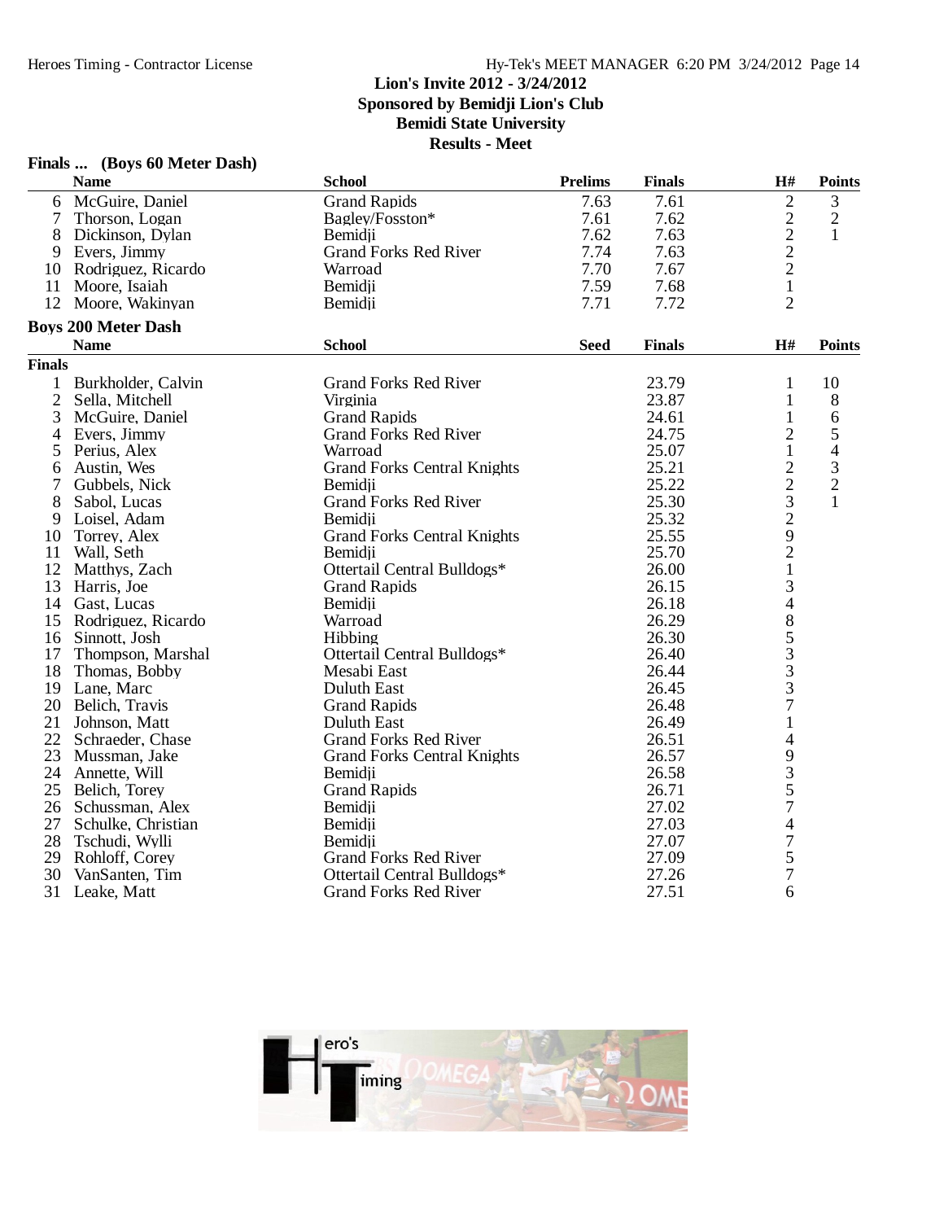Lion's Invite 2012 - 3/24/2012
Sponsored by Bemidji Lion's Club
Bemidi State University
Results - Meet

### Finals ... (Boys 60 Meter Dash)

| | Name | School | Prelims | Finals | H# | Points |
|---|---|---|---|---|---|---|
| 6 | McGuire, Daniel | Grand Rapids | 7.63 | 7.61 | 2 | 3 |
| 7 | Thorson, Logan | Bagley/Fosston* | 7.61 | 7.62 | 2 | 2 |
| 8 | Dickinson, Dylan | Bemidji | 7.62 | 7.63 | 2 | 1 |
| 9 | Evers, Jimmy | Grand Forks Red River | 7.74 | 7.63 | 2 | |
| 10 | Rodriguez, Ricardo | Warroad | 7.70 | 7.67 | 2 | |
| 11 | Moore, Isaiah | Bemidji | 7.59 | 7.68 | 1 | |
| 12 | Moore, Wakinyan | Bemidji | 7.71 | 7.72 | 2 | |

### Boys 200 Meter Dash

| | Name | School | Seed | Finals | H# | Points |
|---|---|---|---|---|---|---|
| **Finals** | | | | | | |
| 1 | Burkholder, Calvin | Grand Forks Red River | | 23.79 | 1 | 10 |
| 2 | Sella, Mitchell | Virginia | | 23.87 | 1 | 8 |
| 3 | McGuire, Daniel | Grand Rapids | | 24.61 | 1 | 6 |
| 4 | Evers, Jimmy | Grand Forks Red River | | 24.75 | 2 | 5 |
| 5 | Perius, Alex | Warroad | | 25.07 | 1 | 4 |
| 6 | Austin, Wes | Grand Forks Central Knights | | 25.21 | 2 | 3 |
| 7 | Gubbels, Nick | Bemidji | | 25.22 | 2 | 2 |
| 8 | Sabol, Lucas | Grand Forks Red River | | 25.30 | 3 | 1 |
| 9 | Loisel, Adam | Bemidji | | 25.32 | 2 | |
| 10 | Torrey, Alex | Grand Forks Central Knights | | 25.55 | 9 | |
| 11 | Wall, Seth | Bemidji | | 25.70 | 2 | |
| 12 | Matthys, Zach | Ottertail Central Bulldogs* | | 26.00 | 1 | |
| 13 | Harris, Joe | Grand Rapids | | 26.15 | 3 | |
| 14 | Gast, Lucas | Bemidji | | 26.18 | 4 | |
| 15 | Rodriguez, Ricardo | Warroad | | 26.29 | 8 | |
| 16 | Sinnott, Josh | Hibbing | | 26.30 | 5 | |
| 17 | Thompson, Marshal | Ottertail Central Bulldogs* | | 26.40 | 3 | |
| 18 | Thomas, Bobby | Mesabi East | | 26.44 | 3 | |
| 19 | Lane, Marc | Duluth East | | 26.45 | 3 | |
| 20 | Belich, Travis | Grand Rapids | | 26.48 | 7 | |
| 21 | Johnson, Matt | Duluth East | | 26.49 | 1 | |
| 22 | Schraeder, Chase | Grand Forks Red River | | 26.51 | 4 | |
| 23 | Mussman, Jake | Grand Forks Central Knights | | 26.57 | 9 | |
| 24 | Annette, Will | Bemidji | | 26.58 | 3 | |
| 25 | Belich, Torey | Grand Rapids | | 26.71 | 5 | |
| 26 | Schussman, Alex | Bemidji | | 27.02 | 7 | |
| 27 | Schulke, Christian | Bemidji | | 27.03 | 4 | |
| 28 | Tschudi, Wylli | Bemidji | | 27.07 | 7 | |
| 29 | Rohloff, Corey | Grand Forks Red River | | 27.09 | 5 | |
| 30 | VanSanten, Tim | Ottertail Central Bulldogs* | | 27.26 | 7 | |
| 31 | Leake, Matt | Grand Forks Red River | | 27.51 | 6 | |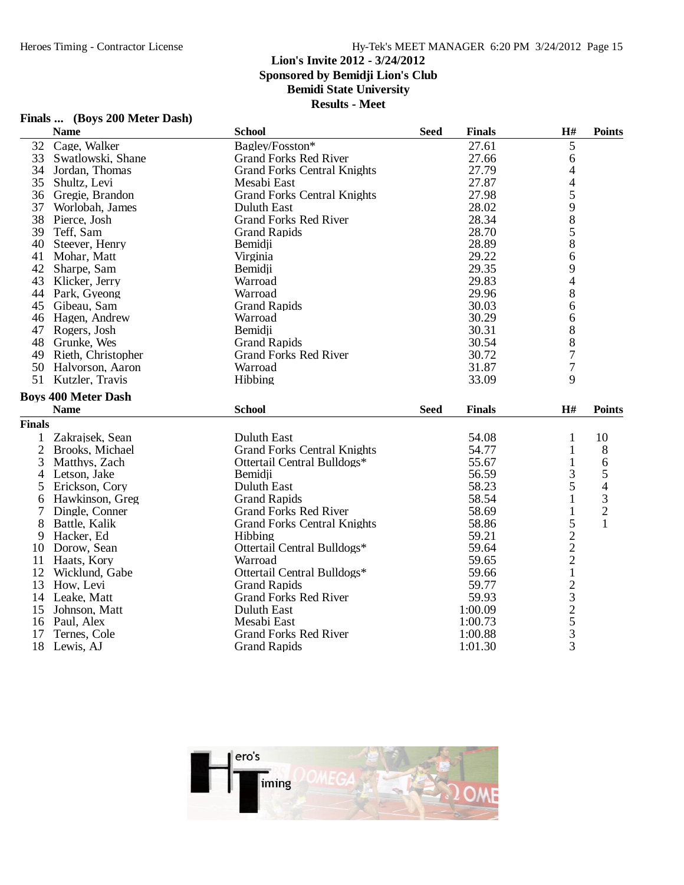Lion's Invite 2012 - 3/24/2012
Sponsored by Bemidji Lion's Club
Bemidi State University
Results - Meet

### Finals ... (Boys 200 Meter Dash)

| | Name | School | Seed | Finals | H# | Points |
|---|---|---|---|---|---|---|
| 32 | Cage, Walker | Bagley/Fosston* | | 27.61 | 5 | |
| 33 | Swatlowski, Shane | Grand Forks Red River | | 27.66 | 6 | |
| 34 | Jordan, Thomas | Grand Forks Central Knights | | 27.79 | 4 | |
| 35 | Shultz, Levi | Mesabi East | | 27.87 | 4 | |
| 36 | Gregie, Brandon | Grand Forks Central Knights | | 27.98 | 5 | |
| 37 | Worlobah, James | Duluth East | | 28.02 | 9 | |
| 38 | Pierce, Josh | Grand Forks Red River | | 28.34 | 8 | |
| 39 | Teff, Sam | Grand Rapids | | 28.70 | 5 | |
| 40 | Steever, Henry | Bemidji | | 28.89 | 8 | |
| 41 | Mohar, Matt | Virginia | | 29.22 | 6 | |
| 42 | Sharpe, Sam | Bemidji | | 29.35 | 9 | |
| 43 | Klicker, Jerry | Warroad | | 29.83 | 4 | |
| 44 | Park, Gyeong | Warroad | | 29.96 | 8 | |
| 45 | Gibeau, Sam | Grand Rapids | | 30.03 | 6 | |
| 46 | Hagen, Andrew | Warroad | | 30.29 | 6 | |
| 47 | Rogers, Josh | Bemidji | | 30.31 | 8 | |
| 48 | Grunke, Wes | Grand Rapids | | 30.54 | 8 | |
| 49 | Rieth, Christopher | Grand Forks Red River | | 30.72 | 7 | |
| 50 | Halvorson, Aaron | Warroad | | 31.87 | 7 | |
| 51 | Kutzler, Travis | Hibbing | | 33.09 | 9 | |

### Boys 400 Meter Dash

**Finals**

| | Name | School | Seed | Finals | H# | Points |
|---|---|---|---|---|---|---|
| 1 | Zakrajsek, Sean | Duluth East | | 54.08 | 1 | 10 |
| 2 | Brooks, Michael | Grand Forks Central Knights | | 54.77 | 1 | 8 |
| 3 | Matthys, Zach | Ottertail Central Bulldogs* | | 55.67 | 1 | 6 |
| 4 | Letson, Jake | Bemidji | | 56.59 | 3 | 5 |
| 5 | Erickson, Cory | Duluth East | | 58.23 | 5 | 4 |
| 6 | Hawkinson, Greg | Grand Rapids | | 58.54 | 1 | 3 |
| 7 | Dingle, Conner | Grand Forks Red River | | 58.69 | 1 | 2 |
| 8 | Battle, Kalik | Grand Forks Central Knights | | 58.86 | 5 | 1 |
| 9 | Hacker, Ed | Hibbing | | 59.21 | 2 | |
| 10 | Dorow, Sean | Ottertail Central Bulldogs* | | 59.64 | 2 | |
| 11 | Haats, Kory | Warroad | | 59.65 | 2 | |
| 12 | Wicklund, Gabe | Ottertail Central Bulldogs* | | 59.66 | 1 | |
| 13 | How, Levi | Grand Rapids | | 59.77 | 2 | |
| 14 | Leake, Matt | Grand Forks Red River | | 59.93 | 3 | |
| 15 | Johnson, Matt | Duluth East | | 1:00.09 | 2 | |
| 16 | Paul, Alex | Mesabi East | | 1:00.73 | 5 | |
| 17 | Ternes, Cole | Grand Forks Red River | | 1:00.88 | 3 | |
| 18 | Lewis, AJ | Grand Rapids | | 1:01.30 | 3 | |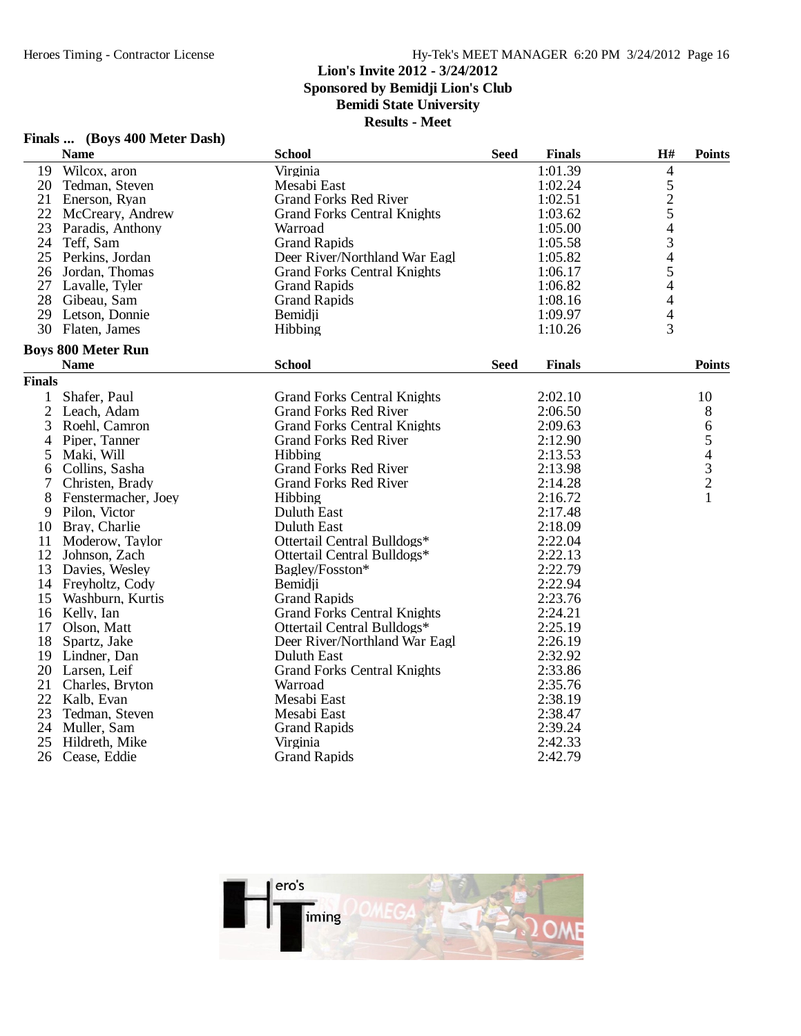Lion's Invite 2012 - 3/24/2012
Sponsored by Bemidji Lion's Club
Bemidi State University
Results - Meet

### Finals ... (Boys 400 Meter Dash)

| | Name | School | Seed | Finals | H# | Points |
|---|---|---|---|---|---|---|
| 19 | Wilcox, aron | Virginia | | 1:01.39 | 4 | |
| 20 | Tedman, Steven | Mesabi East | | 1:02.24 | 5 | |
| 21 | Enerson, Ryan | Grand Forks Red River | | 1:02.51 | 2 | |
| 22 | McCreary, Andrew | Grand Forks Central Knights | | 1:03.62 | 5 | |
| 23 | Paradis, Anthony | Warroad | | 1:05.00 | 4 | |
| 24 | Teff, Sam | Grand Rapids | | 1:05.58 | 3 | |
| 25 | Perkins, Jordan | Deer River/Northland War Eagl | | 1:05.82 | 4 | |
| 26 | Jordan, Thomas | Grand Forks Central Knights | | 1:06.17 | 5 | |
| 27 | Lavalle, Tyler | Grand Rapids | | 1:06.82 | 4 | |
| 28 | Gibeau, Sam | Grand Rapids | | 1:08.16 | 4 | |
| 29 | Letson, Donnie | Bemidji | | 1:09.97 | 4 | |
| 30 | Flaten, James | Hibbing | | 1:10.26 | 3 | |

### Boys 800 Meter Run

**Finals**

| | Name | School | Seed | Finals | Points |
|---|---|---|---|---|---|
| 1 | Shafer, Paul | Grand Forks Central Knights | | 2:02.10 | 10 |
| 2 | Leach, Adam | Grand Forks Red River | | 2:06.50 | 8 |
| 3 | Roehl, Camron | Grand Forks Central Knights | | 2:09.63 | 6 |
| 4 | Piper, Tanner | Grand Forks Red River | | 2:12.90 | 5 |
| 5 | Maki, Will | Hibbing | | 2:13.53 | 4 |
| 6 | Collins, Sasha | Grand Forks Red River | | 2:13.98 | 3 |
| 7 | Christen, Brady | Grand Forks Red River | | 2:14.28 | 2 |
| 8 | Fenstermacher, Joey | Hibbing | | 2:16.72 | 1 |
| 9 | Pilon, Victor | Duluth East | | 2:17.48 | |
| 10 | Bray, Charlie | Duluth East | | 2:18.09 | |
| 11 | Moderow, Taylor | Ottertail Central Bulldogs* | | 2:22.04 | |
| 12 | Johnson, Zach | Ottertail Central Bulldogs* | | 2:22.13 | |
| 13 | Davies, Wesley | Bagley/Fosston* | | 2:22.79 | |
| 14 | Freyholtz, Cody | Bemidji | | 2:22.94 | |
| 15 | Washburn, Kurtis | Grand Rapids | | 2:23.76 | |
| 16 | Kelly, Ian | Grand Forks Central Knights | | 2:24.21 | |
| 17 | Olson, Matt | Ottertail Central Bulldogs* | | 2:25.19 | |
| 18 | Spartz, Jake | Deer River/Northland War Eagl | | 2:26.19 | |
| 19 | Lindner, Dan | Duluth East | | 2:32.92 | |
| 20 | Larsen, Leif | Grand Forks Central Knights | | 2:33.86 | |
| 21 | Charles, Bryton | Warroad | | 2:35.76 | |
| 22 | Kalb, Evan | Mesabi East | | 2:38.19 | |
| 23 | Tedman, Steven | Mesabi East | | 2:38.47 | |
| 24 | Muller, Sam | Grand Rapids | | 2:39.24 | |
| 25 | Hildreth, Mike | Virginia | | 2:42.33 | |
| 26 | Cease, Eddie | Grand Rapids | | 2:42.79 | |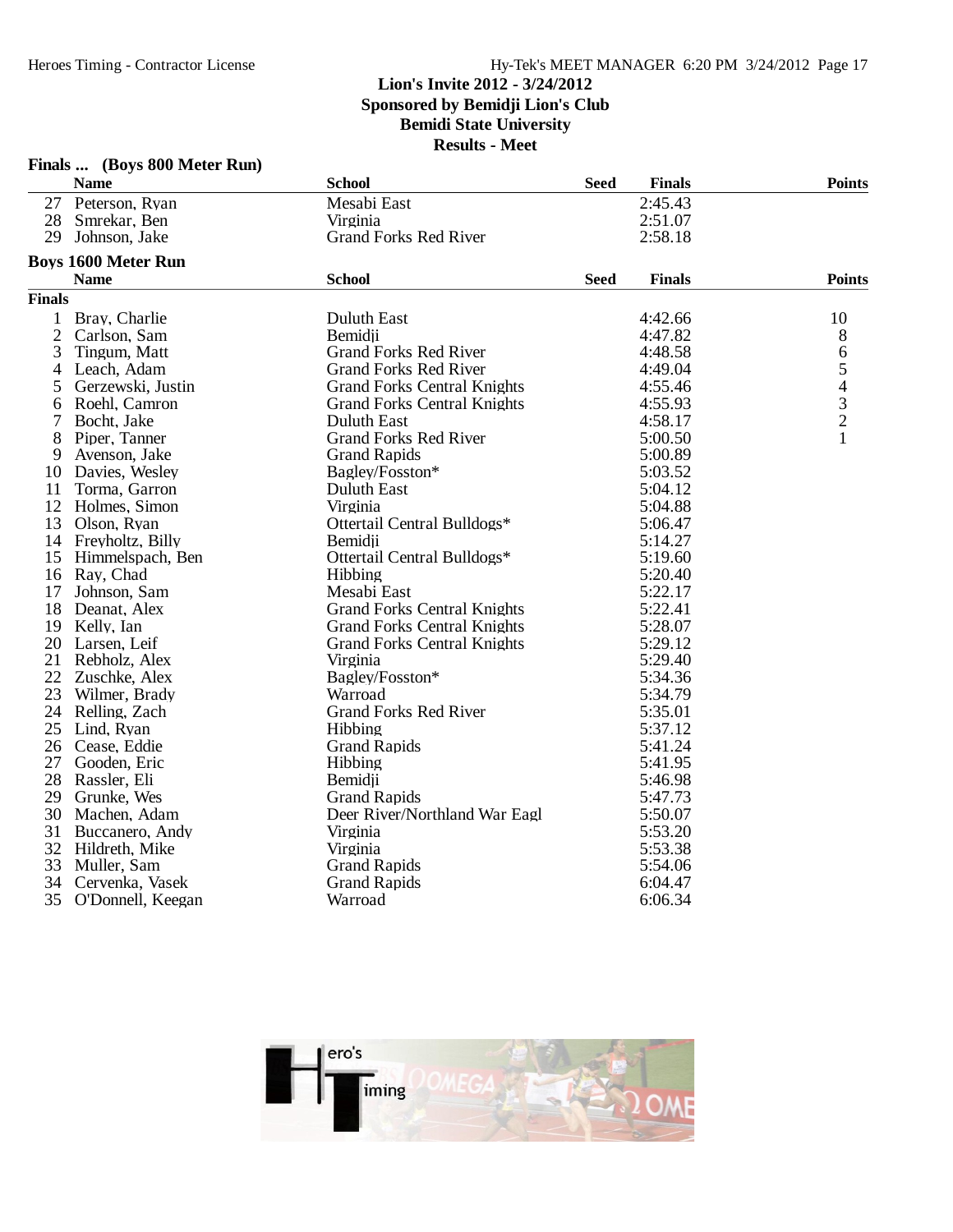Lion's Invite 2012 - 3/24/2012
Sponsored by Bemidji Lion's Club
Bemidi State University
Results - Meet

### Finals ... (Boys 800 Meter Run)

| | Name | School | Seed | Finals | Points |
|---|---|---|---|---|---|
| 27 | Peterson, Ryan | Mesabi East | | 2:45.43 | |
| 28 | Smrekar, Ben | Virginia | | 2:51.07 | |
| 29 | Johnson, Jake | Grand Forks Red River | | 2:58.18 | |

### Boys 1600 Meter Run

| | Name | School | Seed | Finals | Points |
|---|---|---|---|---|---|
| **Finals** | | | | | |
| 1 | Bray, Charlie | Duluth East | | 4:42.66 | 10 |
| 2 | Carlson, Sam | Bemidji | | 4:47.82 | 8 |
| 3 | Tingum, Matt | Grand Forks Red River | | 4:48.58 | 6 |
| 4 | Leach, Adam | Grand Forks Red River | | 4:49.04 | 5 |
| 5 | Gerzewski, Justin | Grand Forks Central Knights | | 4:55.46 | 4 |
| 6 | Roehl, Camron | Grand Forks Central Knights | | 4:55.93 | 3 |
| 7 | Bocht, Jake | Duluth East | | 4:58.17 | 2 |
| 8 | Piper, Tanner | Grand Forks Red River | | 5:00.50 | 1 |
| 9 | Avenson, Jake | Grand Rapids | | 5:00.89 | |
| 10 | Davies, Wesley | Bagley/Fosston* | | 5:03.52 | |
| 11 | Torma, Garron | Duluth East | | 5:04.12 | |
| 12 | Holmes, Simon | Virginia | | 5:04.88 | |
| 13 | Olson, Ryan | Ottertail Central Bulldogs* | | 5:06.47 | |
| 14 | Freyholtz, Billy | Bemidji | | 5:14.27 | |
| 15 | Himmelspach, Ben | Ottertail Central Bulldogs* | | 5:19.60 | |
| 16 | Ray, Chad | Hibbing | | 5:20.40 | |
| 17 | Johnson, Sam | Mesabi East | | 5:22.17 | |
| 18 | Deanat, Alex | Grand Forks Central Knights | | 5:22.41 | |
| 19 | Kelly, Ian | Grand Forks Central Knights | | 5:28.07 | |
| 20 | Larsen, Leif | Grand Forks Central Knights | | 5:29.12 | |
| 21 | Rebholz, Alex | Virginia | | 5:29.40 | |
| 22 | Zuschke, Alex | Bagley/Fosston* | | 5:34.36 | |
| 23 | Wilmer, Brady | Warroad | | 5:34.79 | |
| 24 | Relling, Zach | Grand Forks Red River | | 5:35.01 | |
| 25 | Lind, Ryan | Hibbing | | 5:37.12 | |
| 26 | Cease, Eddie | Grand Rapids | | 5:41.24 | |
| 27 | Gooden, Eric | Hibbing | | 5:41.95 | |
| 28 | Rassler, Eli | Bemidji | | 5:46.98 | |
| 29 | Grunke, Wes | Grand Rapids | | 5:47.73 | |
| 30 | Machen, Adam | Deer River/Northland War Eagl | | 5:50.07 | |
| 31 | Buccanero, Andy | Virginia | | 5:53.20 | |
| 32 | Hildreth, Mike | Virginia | | 5:53.38 | |
| 33 | Muller, Sam | Grand Rapids | | 5:54.06 | |
| 34 | Cervenka, Vasek | Grand Rapids | | 6:04.47 | |
| 35 | O'Donnell, Keegan | Warroad | | 6:06.34 | |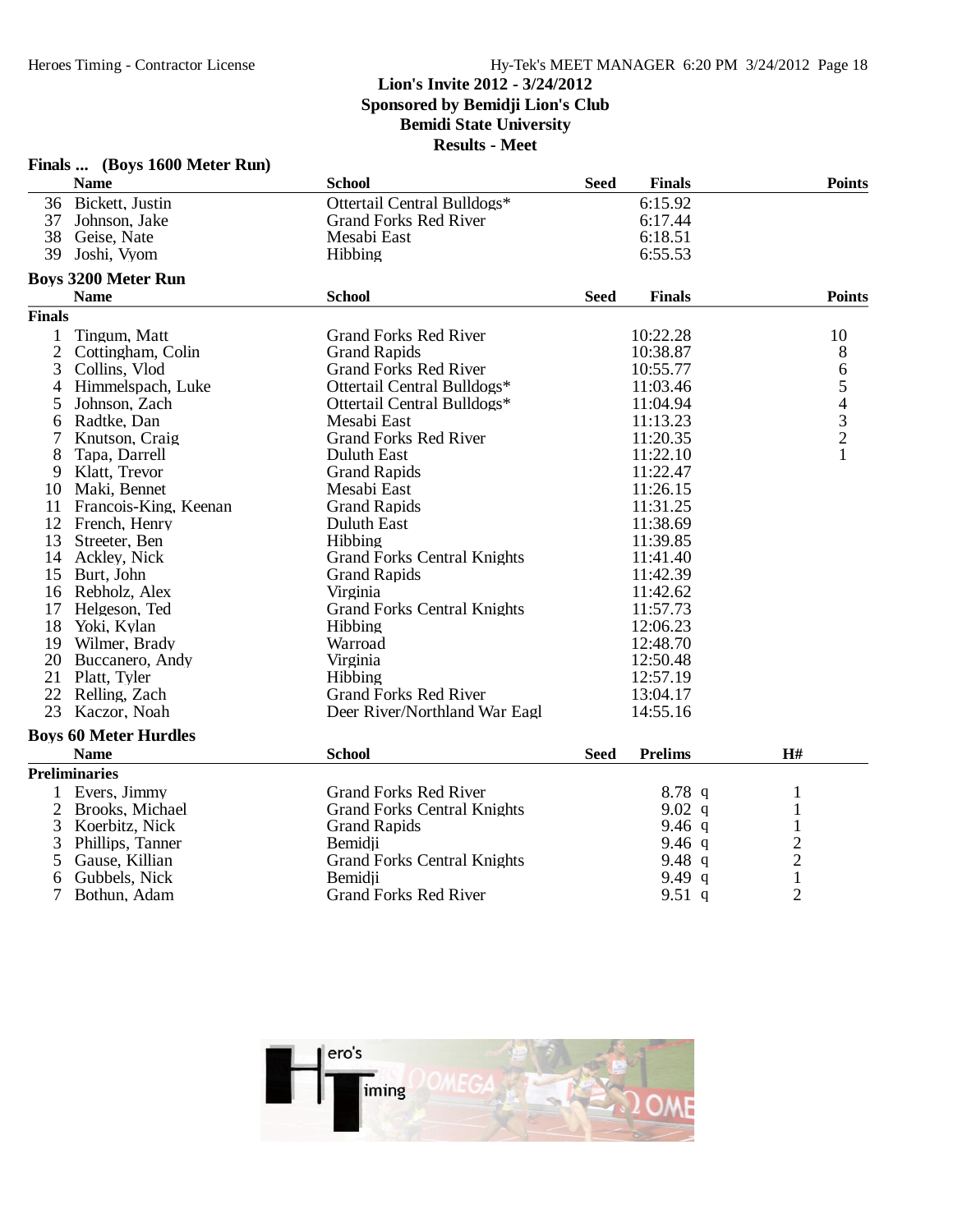Lion's Invite 2012 - 3/24/2012
Sponsored by Bemidji Lion's Club
Bemidi State University
Results - Meet

### Finals ... (Boys 1600 Meter Run)

| | Name | School | Seed | Finals | Points |
|---|---|---|---|---|---|
| 36 | Bickett, Justin | Ottertail Central Bulldogs* | | 6:15.92 | |
| 37 | Johnson, Jake | Grand Forks Red River | | 6:17.44 | |
| 38 | Geise, Nate | Mesabi East | | 6:18.51 | |
| 39 | Joshi, Vyom | Hibbing | | 6:55.53 | |

### Boys 3200 Meter Run

**Finals**

| | Name | School | Seed | Finals | Points |
|---|---|---|---|---|---|
| 1 | Tingum, Matt | Grand Forks Red River | | 10:22.28 | 10 |
| 2 | Cottingham, Colin | Grand Rapids | | 10:38.87 | 8 |
| 3 | Collins, Vlod | Grand Forks Red River | | 10:55.77 | 6 |
| 4 | Himmelspach, Luke | Ottertail Central Bulldogs* | | 11:03.46 | 5 |
| 5 | Johnson, Zach | Ottertail Central Bulldogs* | | 11:04.94 | 4 |
| 6 | Radtke, Dan | Mesabi East | | 11:13.23 | 3 |
| 7 | Knutson, Craig | Grand Forks Red River | | 11:20.35 | 2 |
| 8 | Tapa, Darrell | Duluth East | | 11:22.10 | 1 |
| 9 | Klatt, Trevor | Grand Rapids | | 11:22.47 | |
| 10 | Maki, Bennet | Mesabi East | | 11:26.15 | |
| 11 | Francois-King, Keenan | Grand Rapids | | 11:31.25 | |
| 12 | French, Henry | Duluth East | | 11:38.69 | |
| 13 | Streeter, Ben | Hibbing | | 11:39.85 | |
| 14 | Ackley, Nick | Grand Forks Central Knights | | 11:41.40 | |
| 15 | Burt, John | Grand Rapids | | 11:42.39 | |
| 16 | Rebholz, Alex | Virginia | | 11:42.62 | |
| 17 | Helgeson, Ted | Grand Forks Central Knights | | 11:57.73 | |
| 18 | Yoki, Kylan | Hibbing | | 12:06.23 | |
| 19 | Wilmer, Brady | Warroad | | 12:48.70 | |
| 20 | Buccanero, Andy | Virginia | | 12:50.48 | |
| 21 | Platt, Tyler | Hibbing | | 12:57.19 | |
| 22 | Relling, Zach | Grand Forks Red River | | 13:04.17 | |
| 23 | Kaczor, Noah | Deer River/Northland War Eagl | | 14:55.16 | |

### Boys 60 Meter Hurdles

**Preliminaries**

| | Name | School | Seed | Prelims | H# |
|---|---|---|---|---|---|
| 1 | Evers, Jimmy | Grand Forks Red River | | 8.78 q | 1 |
| 2 | Brooks, Michael | Grand Forks Central Knights | | 9.02 q | 1 |
| 3 | Koerbitz, Nick | Grand Rapids | | 9.46 q | 1 |
| 3 | Phillips, Tanner | Bemidji | | 9.46 q | 2 |
| 5 | Gause, Killian | Grand Forks Central Knights | | 9.48 q | 2 |
| 6 | Gubbels, Nick | Bemidji | | 9.49 q | 1 |
| 7 | Bothun, Adam | Grand Forks Red River | | 9.51 q | 2 |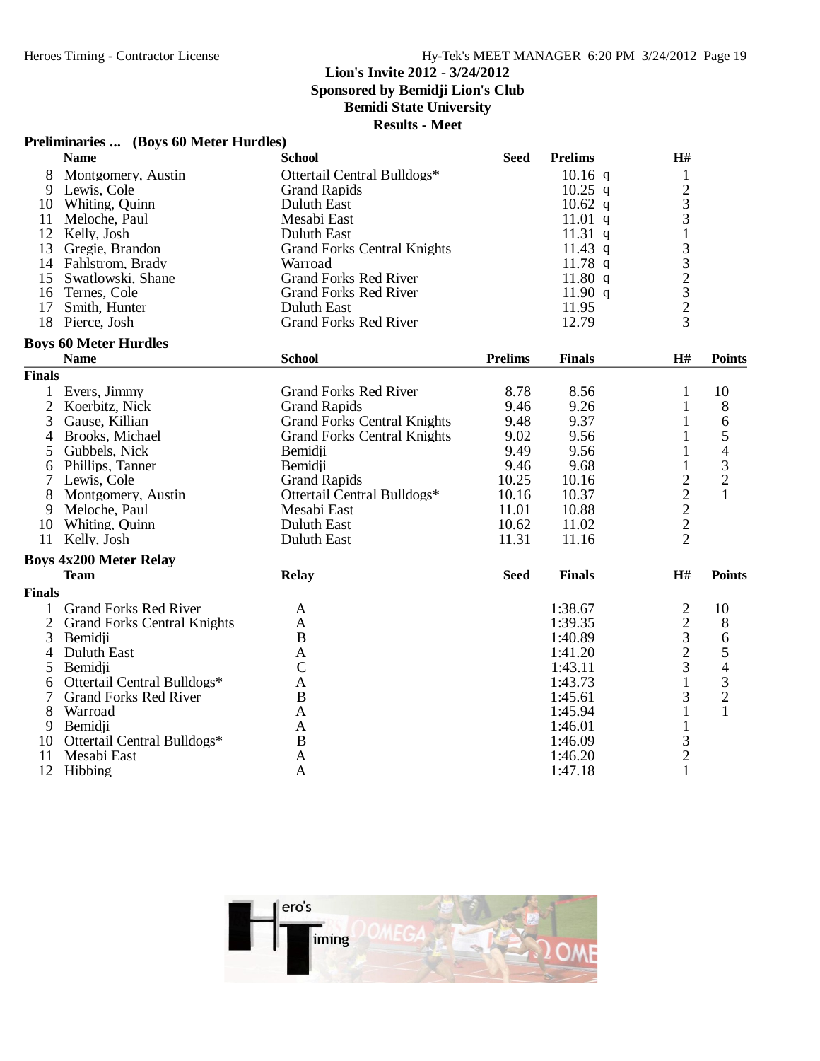Lion's Invite 2012 - 3/24/2012
Sponsored by Bemidji Lion's Club
Bemidi State University
Results - Meet

### Preliminaries ... (Boys 60 Meter Hurdles)

| | Name | School | Seed | Prelims | H# |
|---|---|---|---|---|---|
| 8 | Montgomery, Austin | Ottertail Central Bulldogs* | | 10.16 q | 1 |
| 9 | Lewis, Cole | Grand Rapids | | 10.25 q | 2 |
| 10 | Whiting, Quinn | Duluth East | | 10.62 q | 3 |
| 11 | Meloche, Paul | Mesabi East | | 11.01 q | 3 |
| 12 | Kelly, Josh | Duluth East | | 11.31 q | 1 |
| 13 | Gregie, Brandon | Grand Forks Central Knights | | 11.43 q | 3 |
| 14 | Fahlstrom, Brady | Warroad | | 11.78 q | 3 |
| 15 | Swatlowski, Shane | Grand Forks Red River | | 11.80 q | 2 |
| 16 | Ternes, Cole | Grand Forks Red River | | 11.90 q | 3 |
| 17 | Smith, Hunter | Duluth East | | 11.95 | 2 |
| 18 | Pierce, Josh | Grand Forks Red River | | 12.79 | 3 |

### Boys 60 Meter Hurdles

| | Name | School | Prelims | Finals | H# | Points |
|---|---|---|---|---|---|---|
| **Finals** | | | | | | |
| 1 | Evers, Jimmy | Grand Forks Red River | 8.78 | 8.56 | 1 | 10 |
| 2 | Koerbitz, Nick | Grand Rapids | 9.46 | 9.26 | 1 | 8 |
| 3 | Gause, Killian | Grand Forks Central Knights | 9.48 | 9.37 | 1 | 6 |
| 4 | Brooks, Michael | Grand Forks Central Knights | 9.02 | 9.56 | 1 | 5 |
| 5 | Gubbels, Nick | Bemidji | 9.49 | 9.56 | 1 | 4 |
| 6 | Phillips, Tanner | Bemidji | 9.46 | 9.68 | 1 | 3 |
| 7 | Lewis, Cole | Grand Rapids | 10.25 | 10.16 | 2 | 2 |
| 8 | Montgomery, Austin | Ottertail Central Bulldogs* | 10.16 | 10.37 | 2 | 1 |
| 9 | Meloche, Paul | Mesabi East | 11.01 | 10.88 | 2 | |
| 10 | Whiting, Quinn | Duluth East | 10.62 | 11.02 | 2 | |
| 11 | Kelly, Josh | Duluth East | 11.31 | 11.16 | 2 | |

### Boys 4x200 Meter Relay

| | Team | Relay | Seed | Finals | H# | Points |
|---|---|---|---|---|---|---|
| **Finals** | | | | | | |
| 1 | Grand Forks Red River | A | | 1:38.67 | 2 | 10 |
| 2 | Grand Forks Central Knights | A | | 1:39.35 | 2 | 8 |
| 3 | Bemidji | B | | 1:40.89 | 3 | 6 |
| 4 | Duluth East | A | | 1:41.20 | 2 | 5 |
| 5 | Bemidji | C | | 1:43.11 | 3 | 4 |
| 6 | Ottertail Central Bulldogs* | A | | 1:43.73 | 1 | 3 |
| 7 | Grand Forks Red River | B | | 1:45.61 | 3 | 2 |
| 8 | Warroad | A | | 1:45.94 | 1 | 1 |
| 9 | Bemidji | A | | 1:46.01 | 1 | |
| 10 | Ottertail Central Bulldogs* | B | | 1:46.09 | 3 | |
| 11 | Mesabi East | A | | 1:46.20 | 2 | |
| 12 | Hibbing | A | | 1:47.18 | 1 | |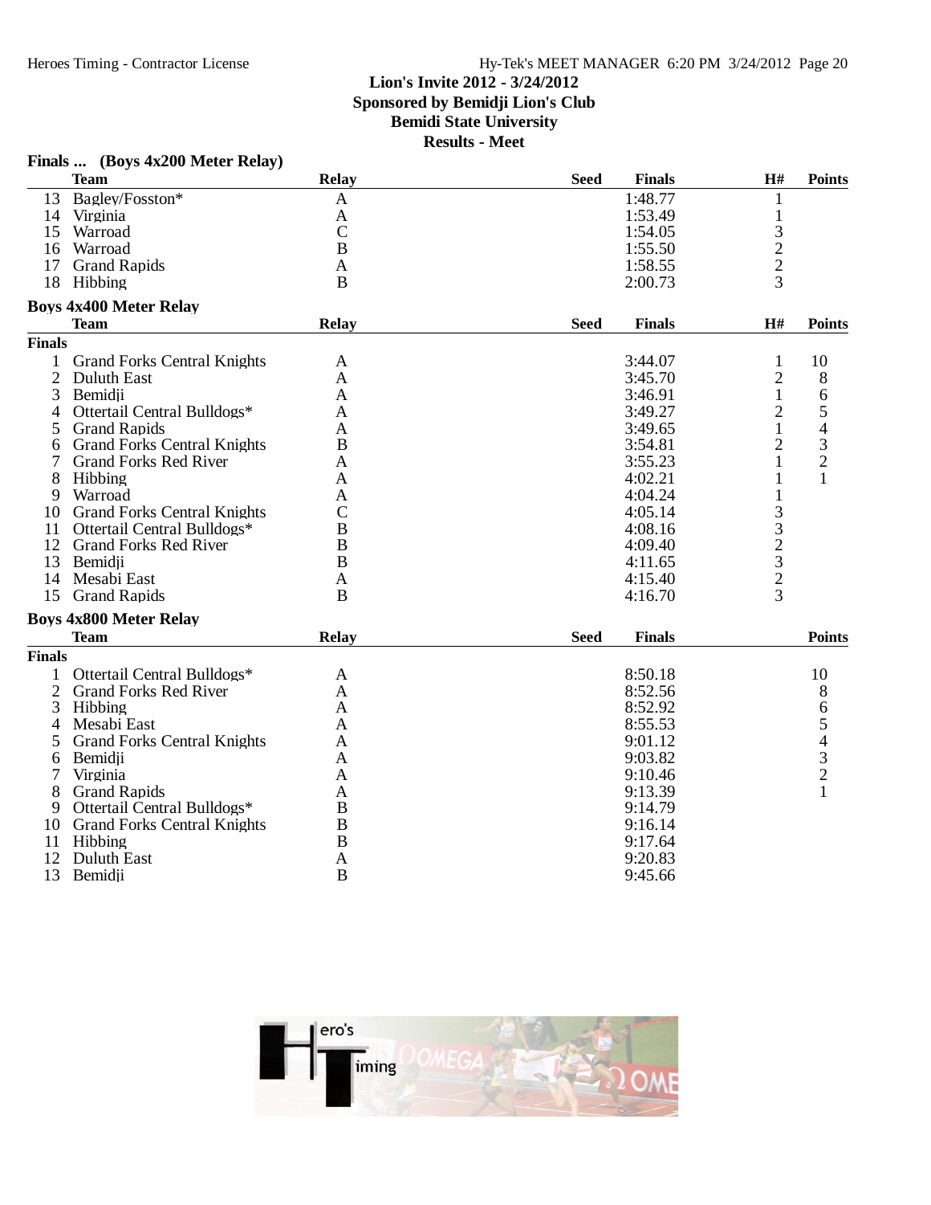## Lion's Invite 2012 - 3/24/2012
## Sponsored by Bemidji Lion's Club
## Bemidi State University
## Results - Meet

### Finals ... (Boys 4x200 Meter Relay)

| | Team | Relay | Seed | Finals | H# | Points |
|---|---|---|---|---|---|---|
| 13 | Bagley/Fosston* | A | | 1:48.77 | 1 | |
| 14 | Virginia | A | | 1:53.49 | 1 | |
| 15 | Warroad | C | | 1:54.05 | 3 | |
| 16 | Warroad | B | | 1:55.50 | 2 | |
| 17 | Grand Rapids | A | | 1:58.55 | 2 | |
| 18 | Hibbing | B | | 2:00.73 | 3 | |

### Boys 4x400 Meter Relay

| | Team | Relay | Seed | Finals | H# | Points |
|---|---|---|---|---|---|---|
| **Finals** | | | | | | |
| 1 | Grand Forks Central Knights | A | | 3:44.07 | 1 | 10 |
| 2 | Duluth East | A | | 3:45.70 | 2 | 8 |
| 3 | Bemidji | A | | 3:46.91 | 1 | 6 |
| 4 | Ottertail Central Bulldogs* | A | | 3:49.27 | 2 | 5 |
| 5 | Grand Rapids | A | | 3:49.65 | 1 | 4 |
| 6 | Grand Forks Central Knights | B | | 3:54.81 | 2 | 3 |
| 7 | Grand Forks Red River | A | | 3:55.23 | 1 | 2 |
| 8 | Hibbing | A | | 4:02.21 | 1 | 1 |
| 9 | Warroad | A | | 4:04.24 | 1 | |
| 10 | Grand Forks Central Knights | C | | 4:05.14 | 3 | |
| 11 | Ottertail Central Bulldogs* | B | | 4:08.16 | 3 | |
| 12 | Grand Forks Red River | B | | 4:09.40 | 2 | |
| 13 | Bemidji | B | | 4:11.65 | 3 | |
| 14 | Mesabi East | A | | 4:15.40 | 2 | |
| 15 | Grand Rapids | B | | 4:16.70 | 3 | |

### Boys 4x800 Meter Relay

| | Team | Relay | Seed | Finals | Points |
|---|---|---|---|---|---|
| **Finals** | | | | | |
| 1 | Ottertail Central Bulldogs* | A | | 8:50.18 | 10 |
| 2 | Grand Forks Red River | A | | 8:52.56 | 8 |
| 3 | Hibbing | A | | 8:52.92 | 6 |
| 4 | Mesabi East | A | | 8:55.53 | 5 |
| 5 | Grand Forks Central Knights | A | | 9:01.12 | 4 |
| 6 | Bemidji | A | | 9:03.82 | 3 |
| 7 | Virginia | A | | 9:10.46 | 2 |
| 8 | Grand Rapids | A | | 9:13.39 | 1 |
| 9 | Ottertail Central Bulldogs* | B | | 9:14.79 | |
| 10 | Grand Forks Central Knights | B | | 9:16.14 | |
| 11 | Hibbing | B | | 9:17.64 | |
| 12 | Duluth East | A | | 9:20.83 | |
| 13 | Bemidji | B | | 9:45.66 | |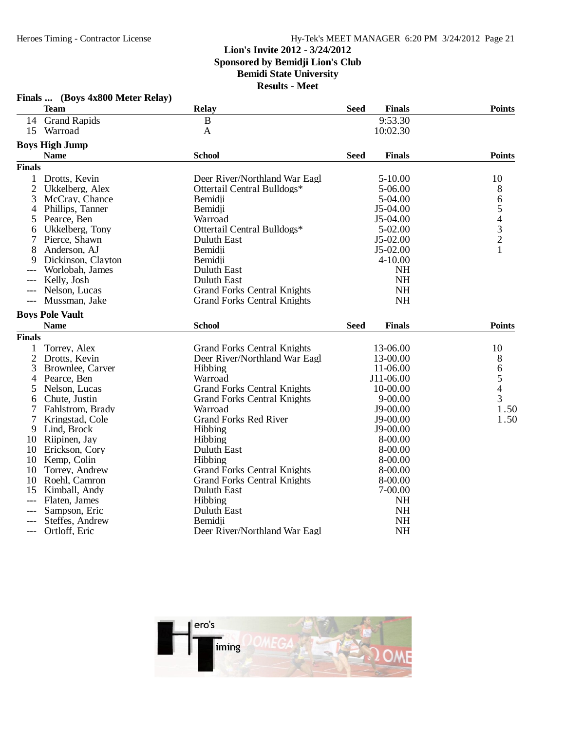Lion's Invite 2012 - 3/24/2012
Sponsored by Bemidji Lion's Club
Bemidi State University
Results - Meet

### Finals ... (Boys 4x800 Meter Relay)

| | Team | Relay | Seed | Finals | Points |
|---|---|---|---|---|---|
| 14 | Grand Rapids | B | | 9:53.30 | |
| 15 | Warroad | A | | 10:02.30 | |

### Boys High Jump

| | Name | School | Seed | Finals | Points |
|---|---|---|---|---|---|
| **Finals** | | | | | |
| 1 | Drotts, Kevin | Deer River/Northland War Eagl | | 5-10.00 | 10 |
| 2 | Ukkelberg, Alex | Ottertail Central Bulldogs* | | 5-06.00 | 8 |
| 3 | McCray, Chance | Bemidji | | 5-04.00 | 6 |
| 4 | Phillips, Tanner | Bemidji | | J5-04.00 | 5 |
| 5 | Pearce, Ben | Warroad | | J5-04.00 | 4 |
| 6 | Ukkelberg, Tony | Ottertail Central Bulldogs* | | 5-02.00 | 3 |
| 7 | Pierce, Shawn | Duluth East | | J5-02.00 | 2 |
| 8 | Anderson, AJ | Bemidji | | J5-02.00 | 1 |
| 9 | Dickinson, Clayton | Bemidji | | 4-10.00 | |
| --- | Worlobah, James | Duluth East | | NH | |
| --- | Kelly, Josh | Duluth East | | NH | |
| --- | Nelson, Lucas | Grand Forks Central Knights | | NH | |
| --- | Mussman, Jake | Grand Forks Central Knights | | NH | |

### Boys Pole Vault

| | Name | School | Seed | Finals | Points |
|---|---|---|---|---|---|
| **Finals** | | | | | |
| 1 | Torrey, Alex | Grand Forks Central Knights | | 13-06.00 | 10 |
| 2 | Drotts, Kevin | Deer River/Northland War Eagl | | 13-00.00 | 8 |
| 3 | Brownlee, Carver | Hibbing | | 11-06.00 | 6 |
| 4 | Pearce, Ben | Warroad | | J11-06.00 | 5 |
| 5 | Nelson, Lucas | Grand Forks Central Knights | | 10-00.00 | 4 |
| 6 | Chute, Justin | Grand Forks Central Knights | | 9-00.00 | 3 |
| 7 | Fahlstrom, Brady | Warroad | | J9-00.00 | 1.50 |
| 7 | Kringstad, Cole | Grand Forks Red River | | J9-00.00 | 1.50 |
| 9 | Lind, Brock | Hibbing | | J9-00.00 | |
| 10 | Riipinen, Jay | Hibbing | | 8-00.00 | |
| 10 | Erickson, Cory | Duluth East | | 8-00.00 | |
| 10 | Kemp, Colin | Hibbing | | 8-00.00 | |
| 10 | Torrey, Andrew | Grand Forks Central Knights | | 8-00.00 | |
| 10 | Roehl, Camron | Grand Forks Central Knights | | 8-00.00 | |
| 15 | Kimball, Andy | Duluth East | | 7-00.00 | |
| --- | Flaten, James | Hibbing | | NH | |
| --- | Sampson, Eric | Duluth East | | NH | |
| --- | Steffes, Andrew | Bemidji | | NH | |
| --- | Ortloff, Eric | Deer River/Northland War Eagl | | NH | |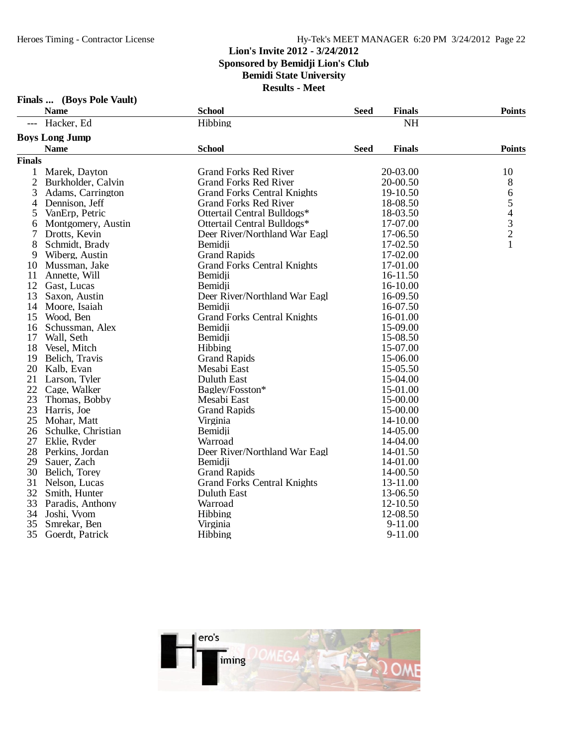Lion's Invite 2012 - 3/24/2012
Sponsored by Bemidji Lion's Club
Bemidi State University
Results - Meet

**Finals ... (Boys Pole Vault)**

| | Name | School | Seed | Finals | Points |
|---|---|---|---|---|---|
| --- | Hacker, Ed | Hibbing | | NH | |

## Boys Long Jump

**Finals**

| | Name | School | Seed | Finals | Points |
|---|---|---|---|---|---|
| 1 | Marek, Dayton | Grand Forks Red River | | 20-03.00 | 10 |
| 2 | Burkholder, Calvin | Grand Forks Red River | | 20-00.50 | 8 |
| 3 | Adams, Carrington | Grand Forks Central Knights | | 19-10.50 | 6 |
| 4 | Dennison, Jeff | Grand Forks Red River | | 18-08.50 | 5 |
| 5 | VanErp, Petric | Ottertail Central Bulldogs* | | 18-03.50 | 4 |
| 6 | Montgomery, Austin | Ottertail Central Bulldogs* | | 17-07.00 | 3 |
| 7 | Drotts, Kevin | Deer River/Northland War Eagl | | 17-06.50 | 2 |
| 8 | Schmidt, Brady | Bemidji | | 17-02.50 | 1 |
| 9 | Wiberg, Austin | Grand Rapids | | 17-02.00 | |
| 10 | Mussman, Jake | Grand Forks Central Knights | | 17-01.00 | |
| 11 | Annette, Will | Bemidji | | 16-11.50 | |
| 12 | Gast, Lucas | Bemidji | | 16-10.00 | |
| 13 | Saxon, Austin | Deer River/Northland War Eagl | | 16-09.50 | |
| 14 | Moore, Isaiah | Bemidji | | 16-07.50 | |
| 15 | Wood, Ben | Grand Forks Central Knights | | 16-01.00 | |
| 16 | Schussman, Alex | Bemidji | | 15-09.00 | |
| 17 | Wall, Seth | Bemidji | | 15-08.50 | |
| 18 | Vesel, Mitch | Hibbing | | 15-07.00 | |
| 19 | Belich, Travis | Grand Rapids | | 15-06.00 | |
| 20 | Kalb, Evan | Mesabi East | | 15-05.50 | |
| 21 | Larson, Tyler | Duluth East | | 15-04.00 | |
| 22 | Cage, Walker | Bagley/Fosston* | | 15-01.00 | |
| 23 | Thomas, Bobby | Mesabi East | | 15-00.00 | |
| 23 | Harris, Joe | Grand Rapids | | 15-00.00 | |
| 25 | Mohar, Matt | Virginia | | 14-10.00 | |
| 26 | Schulke, Christian | Bemidji | | 14-05.00 | |
| 27 | Eklie, Ryder | Warroad | | 14-04.00 | |
| 28 | Perkins, Jordan | Deer River/Northland War Eagl | | 14-01.50 | |
| 29 | Sauer, Zach | Bemidji | | 14-01.00 | |
| 30 | Belich, Torey | Grand Rapids | | 14-00.50 | |
| 31 | Nelson, Lucas | Grand Forks Central Knights | | 13-11.00 | |
| 32 | Smith, Hunter | Duluth East | | 13-06.50 | |
| 33 | Paradis, Anthony | Warroad | | 12-10.50 | |
| 34 | Joshi, Vyom | Hibbing | | 12-08.50 | |
| 35 | Smrekar, Ben | Virginia | | 9-11.00 | |
| 35 | Goerdt, Patrick | Hibbing | | 9-11.00 | |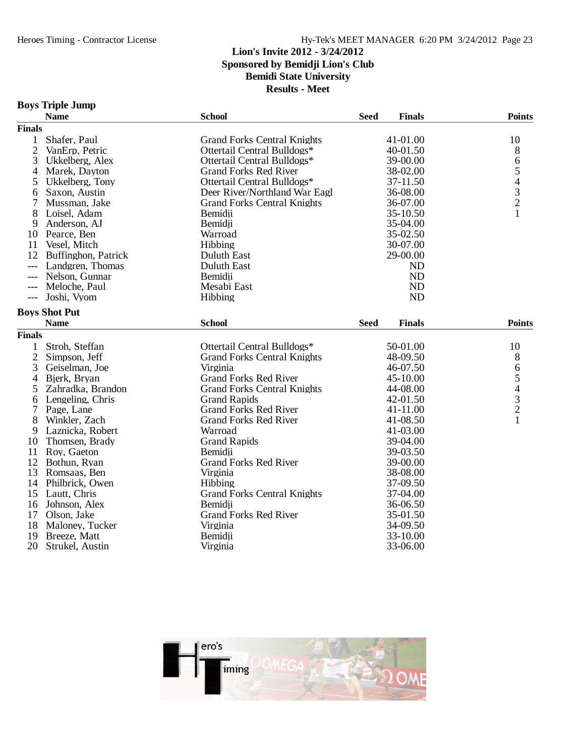## Lion's Invite 2012 - 3/24/2012
## Sponsored by Bemidji Lion's Club
## Bemidi State University
## Results - Meet

### Boys Triple Jump

| | Name | School | Seed | Finals | Points |
|---|---|---|---|---|---|
| **Finals** | | | | | |
| 1 | Shafer, Paul | Grand Forks Central Knights | | 41-01.00 | 10 |
| 2 | VanErp, Petric | Ottertail Central Bulldogs* | | 40-01.50 | 8 |
| 3 | Ukkelberg, Alex | Ottertail Central Bulldogs* | | 39-00.00 | 6 |
| 4 | Marek, Dayton | Grand Forks Red River | | 38-02.00 | 5 |
| 5 | Ukkelberg, Tony | Ottertail Central Bulldogs* | | 37-11.50 | 4 |
| 6 | Saxon, Austin | Deer River/Northland War Eagl | | 36-08.00 | 3 |
| 7 | Mussman, Jake | Grand Forks Central Knights | | 36-07.00 | 2 |
| 8 | Loisel, Adam | Bemidji | | 35-10.50 | 1 |
| 9 | Anderson, AJ | Bemidji | | 35-04.00 | |
| 10 | Pearce, Ben | Warroad | | 35-02.50 | |
| 11 | Vesel, Mitch | Hibbing | | 30-07.00 | |
| 12 | Buffinghon, Patrick | Duluth East | | 29-00.00 | |
| --- | Landgren, Thomas | Duluth East | | ND | |
| --- | Nelson, Gunnar | Bemidji | | ND | |
| --- | Meloche, Paul | Mesabi East | | ND | |
| --- | Joshi, Vyom | Hibbing | | ND | |

### Boys Shot Put

| | Name | School | Seed | Finals | Points |
|---|---|---|---|---|---|
| **Finals** | | | | | |
| 1 | Stroh, Steffan | Ottertail Central Bulldogs* | | 50-01.00 | 10 |
| 2 | Simpson, Jeff | Grand Forks Central Knights | | 48-09.50 | 8 |
| 3 | Geiselman, Joe | Virginia | | 46-07.50 | 6 |
| 4 | Bjerk, Bryan | Grand Forks Red River | | 45-10.00 | 5 |
| 5 | Zahradka, Brandon | Grand Forks Central Knights | | 44-08.00 | 4 |
| 6 | Lengeling, Chris | Grand Rapids | | 42-01.50 | 3 |
| 7 | Page, Lane | Grand Forks Red River | | 41-11.00 | 2 |
| 8 | Winkler, Zach | Grand Forks Red River | | 41-08.50 | 1 |
| 9 | Laznicka, Robert | Warroad | | 41-03.00 | |
| 10 | Thomsen, Brady | Grand Rapids | | 39-04.00 | |
| 11 | Roy, Gaeton | Bemidji | | 39-03.50 | |
| 12 | Bothun, Ryan | Grand Forks Red River | | 39-00.00 | |
| 13 | Romsaas, Ben | Virginia | | 38-08.00 | |
| 14 | Philbrick, Owen | Hibbing | | 37-09.50 | |
| 15 | Lautt, Chris | Grand Forks Central Knights | | 37-04.00 | |
| 16 | Johnson, Alex | Bemidji | | 36-06.50 | |
| 17 | Olson, Jake | Grand Forks Red River | | 35-01.50 | |
| 18 | Maloney, Tucker | Virginia | | 34-09.50 | |
| 19 | Breeze, Matt | Bemidji | | 33-10.00 | |
| 20 | Strukel, Austin | Virginia | | 33-06.00 | |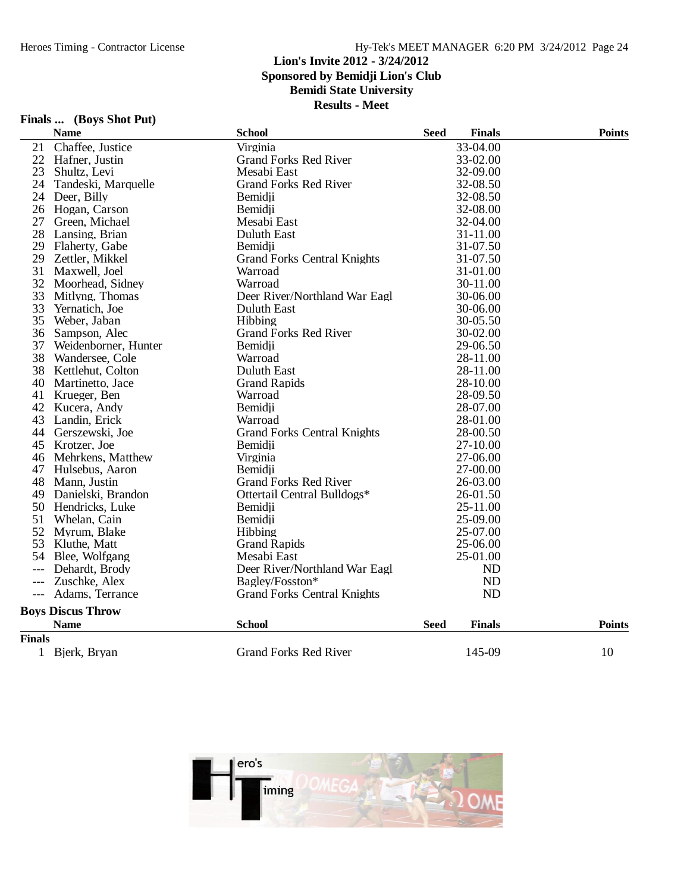## Finals ... (Boys Shot Put)

| | Name | School | Seed | Finals | Points |
|---|---|---|---|---|---|
| 21 | Chaffee, Justice | Virginia | | 33-04.00 | |
| 22 | Hafner, Justin | Grand Forks Red River | | 33-02.00 | |
| 23 | Shultz, Levi | Mesabi East | | 32-09.00 | |
| 24 | Tandeski, Marquelle | Grand Forks Red River | | 32-08.50 | |
| 24 | Deer, Billy | Bemidji | | 32-08.50 | |
| 26 | Hogan, Carson | Bemidji | | 32-08.00 | |
| 27 | Green, Michael | Mesabi East | | 32-04.00 | |
| 28 | Lansing, Brian | Duluth East | | 31-11.00 | |
| 29 | Flaherty, Gabe | Bemidji | | 31-07.50 | |
| 29 | Zettler, Mikkel | Grand Forks Central Knights | | 31-07.50 | |
| 31 | Maxwell, Joel | Warroad | | 31-01.00 | |
| 32 | Moorhead, Sidney | Warroad | | 30-11.00 | |
| 33 | Mitlyng, Thomas | Deer River/Northland War Eagl | | 30-06.00 | |
| 33 | Yernatich, Joe | Duluth East | | 30-06.00 | |
| 35 | Weber, Jaban | Hibbing | | 30-05.50 | |
| 36 | Sampson, Alec | Grand Forks Red River | | 30-02.00 | |
| 37 | Weidenborner, Hunter | Bemidji | | 29-06.50 | |
| 38 | Wandersee, Cole | Warroad | | 28-11.00 | |
| 38 | Kettlehut, Colton | Duluth East | | 28-11.00 | |
| 40 | Martinetto, Jace | Grand Rapids | | 28-10.00 | |
| 41 | Krueger, Ben | Warroad | | 28-09.50 | |
| 42 | Kucera, Andy | Bemidji | | 28-07.00 | |
| 43 | Landin, Erick | Warroad | | 28-01.00 | |
| 44 | Gerszewski, Joe | Grand Forks Central Knights | | 28-00.50 | |
| 45 | Krotzer, Joe | Bemidji | | 27-10.00 | |
| 46 | Mehrkens, Matthew | Virginia | | 27-06.00 | |
| 47 | Hulsebus, Aaron | Bemidji | | 27-00.00 | |
| 48 | Mann, Justin | Grand Forks Red River | | 26-03.00 | |
| 49 | Danielski, Brandon | Ottertail Central Bulldogs* | | 26-01.50 | |
| 50 | Hendricks, Luke | Bemidji | | 25-11.00 | |
| 51 | Whelan, Cain | Bemidji | | 25-09.00 | |
| 52 | Myrum, Blake | Hibbing | | 25-07.00 | |
| 53 | Kluthe, Matt | Grand Rapids | | 25-06.00 | |
| 54 | Blee, Wolfgang | Mesabi East | | 25-01.00 | |
| --- | Dehardt, Brody | Deer River/Northland War Eagl | | ND | |
| --- | Zuschke, Alex | Bagley/Fosston* | | ND | |
| --- | Adams, Terrance | Grand Forks Central Knights | | ND | |

## Boys Discus Throw

| | Name | School | Seed | Finals | Points |
|---|---|---|---|---|---|
| **Finals** | | | | | |
| 1 | Bjerk, Bryan | Grand Forks Red River | | 145-09 | 10 |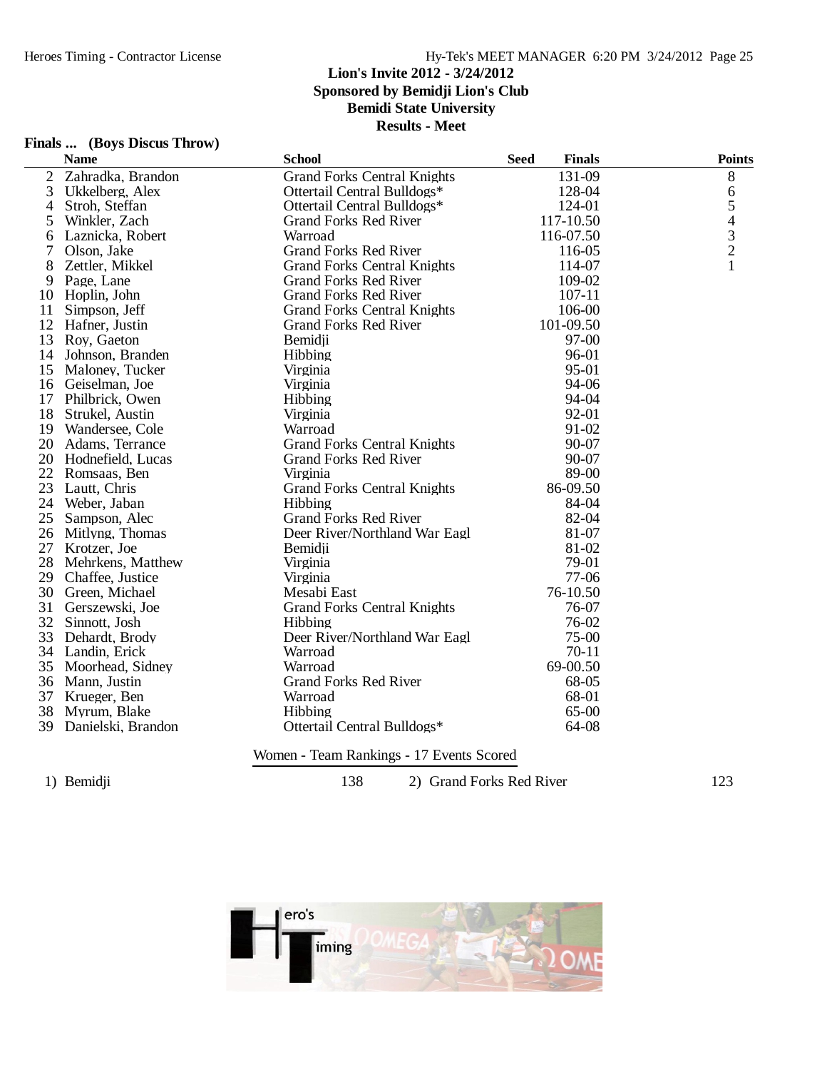# Lion's Invite 2012 - 3/24/2012
## Sponsored by Bemidji Lion's Club
## Bemidi State University
## Results - Meet

### Finals ... (Boys Discus Throw)

| | Name | School | Seed | Finals | Points |
|---|---|---|---|---|---|
| 2 | Zahradka, Brandon | Grand Forks Central Knights | | 131-09 | 8 |
| 3 | Ukkelberg, Alex | Ottertail Central Bulldogs* | | 128-04 | 6 |
| 4 | Stroh, Steffan | Ottertail Central Bulldogs* | | 124-01 | 5 |
| 5 | Winkler, Zach | Grand Forks Red River | | 117-10.50 | 4 |
| 6 | Laznicka, Robert | Warroad | | 116-07.50 | 3 |
| 7 | Olson, Jake | Grand Forks Red River | | 116-05 | 2 |
| 8 | Zettler, Mikkel | Grand Forks Central Knights | | 114-07 | 1 |
| 9 | Page, Lane | Grand Forks Red River | | 109-02 | |
| 10 | Hoplin, John | Grand Forks Red River | | 107-11 | |
| 11 | Simpson, Jeff | Grand Forks Central Knights | | 106-00 | |
| 12 | Hafner, Justin | Grand Forks Red River | | 101-09.50 | |
| 13 | Roy, Gaeton | Bemidji | | 97-00 | |
| 14 | Johnson, Branden | Hibbing | | 96-01 | |
| 15 | Maloney, Tucker | Virginia | | 95-01 | |
| 16 | Geiselman, Joe | Virginia | | 94-06 | |
| 17 | Philbrick, Owen | Hibbing | | 94-04 | |
| 18 | Strukel, Austin | Virginia | | 92-01 | |
| 19 | Wandersee, Cole | Warroad | | 91-02 | |
| 20 | Adams, Terrance | Grand Forks Central Knights | | 90-07 | |
| 20 | Hodnefield, Lucas | Grand Forks Red River | | 90-07 | |
| 22 | Romsaas, Ben | Virginia | | 89-00 | |
| 23 | Lautt, Chris | Grand Forks Central Knights | | 86-09.50 | |
| 24 | Weber, Jaban | Hibbing | | 84-04 | |
| 25 | Sampson, Alec | Grand Forks Red River | | 82-04 | |
| 26 | Mitlyng, Thomas | Deer River/Northland War Eagl | | 81-07 | |
| 27 | Krotzer, Joe | Bemidji | | 81-02 | |
| 28 | Mehrkens, Matthew | Virginia | | 79-01 | |
| 29 | Chaffee, Justice | Virginia | | 77-06 | |
| 30 | Green, Michael | Mesabi East | | 76-10.50 | |
| 31 | Gerszewski, Joe | Grand Forks Central Knights | | 76-07 | |
| 32 | Sinnott, Josh | Hibbing | | 76-02 | |
| 33 | Dehardt, Brody | Deer River/Northland War Eagl | | 75-00 | |
| 34 | Landin, Erick | Warroad | | 70-11 | |
| 35 | Moorhead, Sidney | Warroad | | 69-00.50 | |
| 36 | Mann, Justin | Grand Forks Red River | | 68-05 | |
| 37 | Krueger, Ben | Warroad | | 68-01 | |
| 38 | Myrum, Blake | Hibbing | | 65-00 | |
| 39 | Danielski, Brandon | Ottertail Central Bulldogs* | | 64-08 | |

### Women - Team Rankings - 17 Events Scored

| | | | |
|---|---|---|---|
| 1) Bemidji | 138 | 2) Grand Forks Red River | 123 |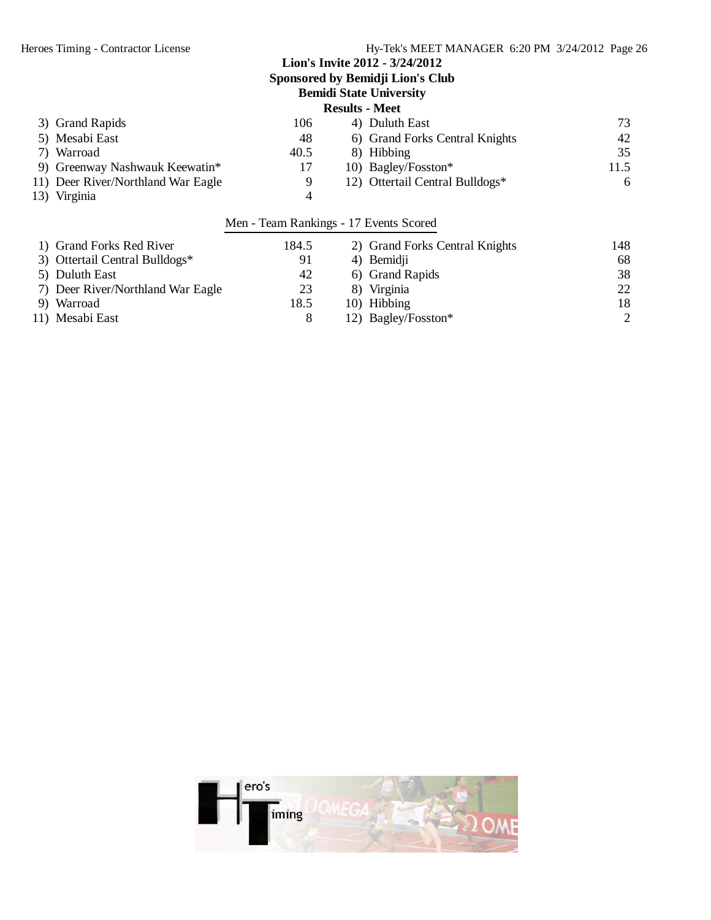**Lion's Invite 2012 - 3/24/2012**
**Sponsored by Bemidji Lion's Club**
**Bemidi State University**
**Results - Meet**

| | | | |
|---|---|---|---|
| 3) Grand Rapids | 106 | 4) Duluth East | 73 |
| 5) Mesabi East | 48 | 6) Grand Forks Central Knights | 42 |
| 7) Warroad | 40.5 | 8) Hibbing | 35 |
| 9) Greenway Nashwauk Keewatin* | 17 | 10) Bagley/Fosston* | 11.5 |
| 11) Deer River/Northland War Eagle | 9 | 12) Ottertail Central Bulldogs* | 6 |
| 13) Virginia | 4 | | |

Men - Team Rankings - 17 Events Scored

| | | | |
|---|---|---|---|
| 1) Grand Forks Red River | 184.5 | 2) Grand Forks Central Knights | 148 |
| 3) Ottertail Central Bulldogs* | 91 | 4) Bemidji | 68 |
| 5) Duluth East | 42 | 6) Grand Rapids | 38 |
| 7) Deer River/Northland War Eagle | 23 | 8) Virginia | 22 |
| 9) Warroad | 18.5 | 10) Hibbing | 18 |
| 11) Mesabi East | 8 | 12) Bagley/Fosston* | 2 |